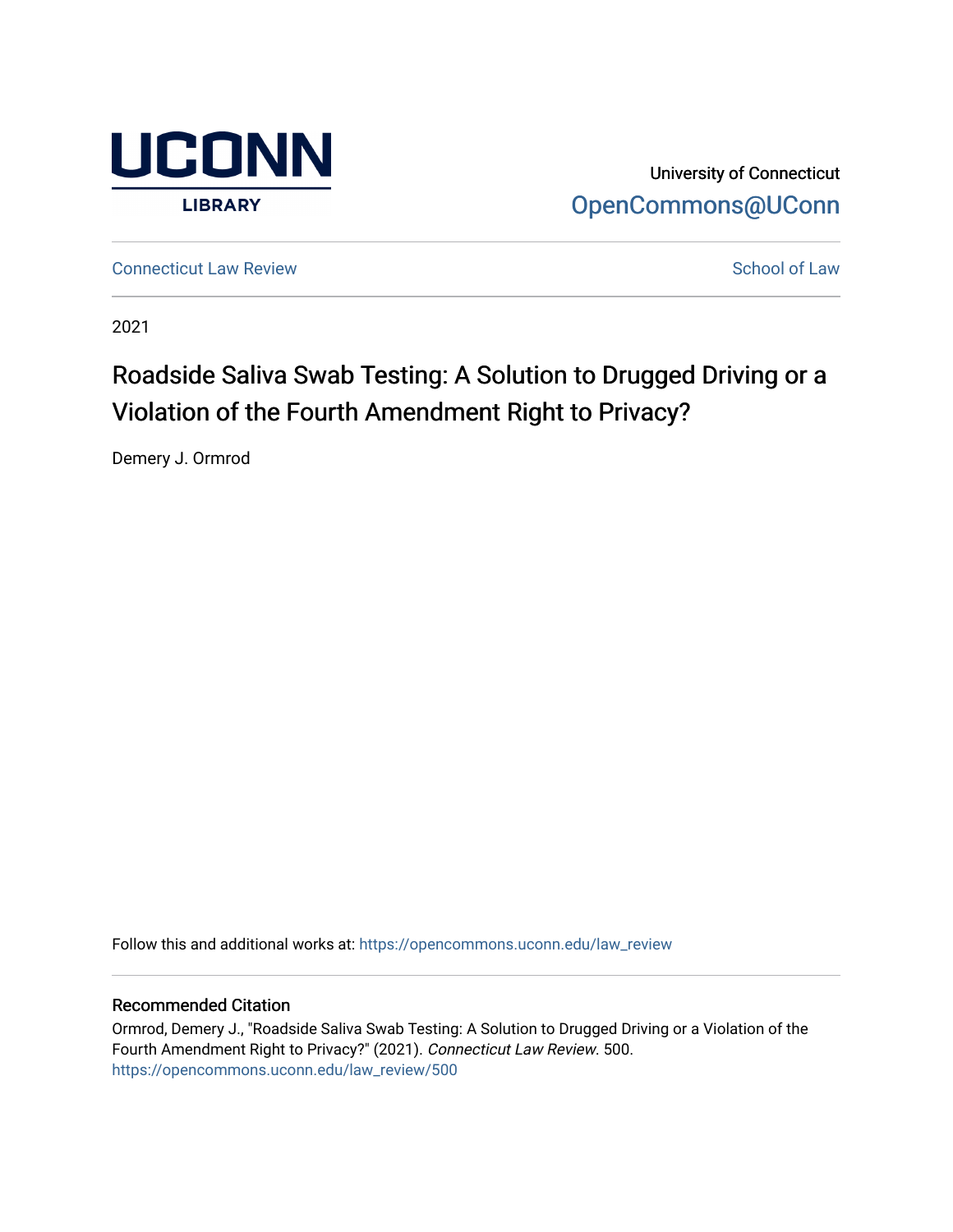University of Connecticut
OpenCommons@UConn

Connecticut Law Review | School of Law

2021

# Roadside Saliva Swab Testing: A Solution to Drugged Driving or a Violation of the Fourth Amendment Right to Privacy?

Demery J. Ormrod

Follow this and additional works at: https://opencommons.uconn.edu/law_review

## Recommended Citation

Ormrod, Demery J., "Roadside Saliva Swab Testing: A Solution to Drugged Driving or a Violation of the Fourth Amendment Right to Privacy?" (2021). *Connecticut Law Review*. 500.
https://opencommons.uconn.edu/law_review/500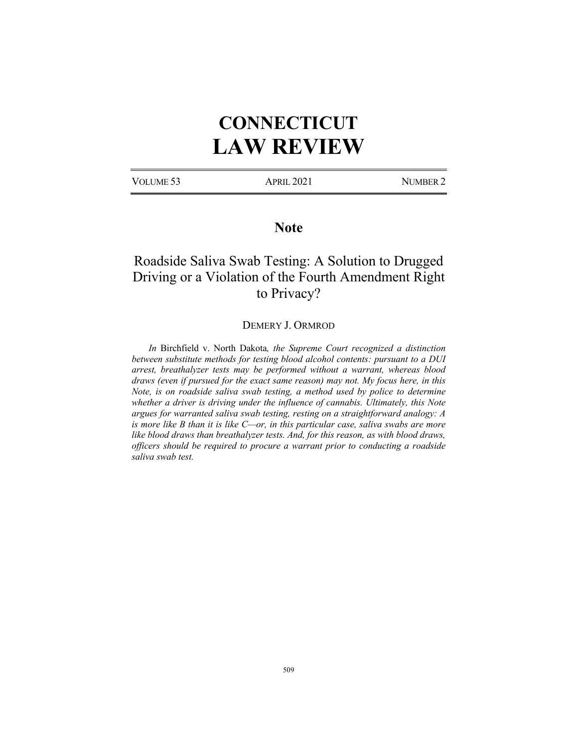# CONNECTICUT LAW REVIEW

VOLUME 53 APRIL 2021 NUMBER 2

## Note

## Roadside Saliva Swab Testing: A Solution to Drugged Driving or a Violation of the Fourth Amendment Right to Privacy?

DEMERY J. ORMROD

*In* Birchfield v. North Dakota*, the Supreme Court recognized a distinction between substitute methods for testing blood alcohol contents: pursuant to a DUI arrest, breathalyzer tests may be performed without a warrant, whereas blood draws (even if pursued for the exact same reason) may not. My focus here, in this Note, is on roadside saliva swab testing, a method used by police to determine whether a driver is driving under the influence of cannabis. Ultimately, this Note argues for warranted saliva swab testing, resting on a straightforward analogy: A is more like B than it is like C—or, in this particular case, saliva swabs are more like blood draws than breathalyzer tests. And, for this reason, as with blood draws, officers should be required to procure a warrant prior to conducting a roadside saliva swab test.*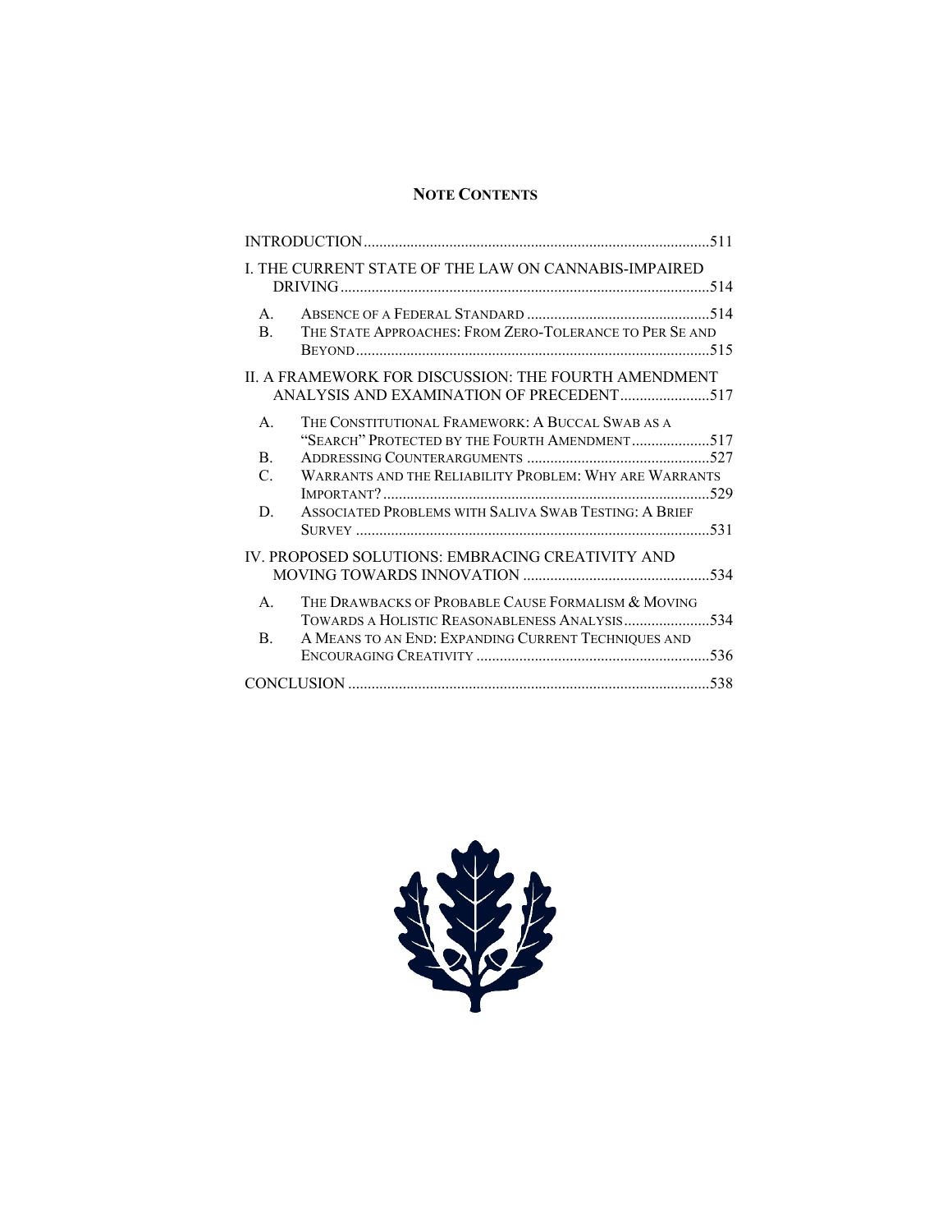## NOTE CONTENTS

INTRODUCTION ........................................................................................511

I. THE CURRENT STATE OF THE LAW ON CANNABIS-IMPAIRED DRIVING ........................................................................................514

- A. ABSENCE OF A FEDERAL STANDARD ..............................................514
- B. THE STATE APPROACHES: FROM ZERO-TOLERANCE TO PER SE AND BEYOND ........................................................................................515

II. A FRAMEWORK FOR DISCUSSION: THE FOURTH AMENDMENT ANALYSIS AND EXAMINATION OF PRECEDENT ......................517

- A. THE CONSTITUTIONAL FRAMEWORK: A BUCCAL SWAB AS A "SEARCH" PROTECTED BY THE FOURTH AMENDMENT ....................517
- B. ADDRESSING COUNTERARGUMENTS ..............................................527
- C. WARRANTS AND THE RELIABILITY PROBLEM: WHY ARE WARRANTS IMPORTANT? ........................................................................................529
- D. ASSOCIATED PROBLEMS WITH SALIVA SWAB TESTING: A BRIEF SURVEY ........................................................................................531

IV. PROPOSED SOLUTIONS: EMBRACING CREATIVITY AND MOVING TOWARDS INNOVATION ................................................534

- A. THE DRAWBACKS OF PROBABLE CAUSE FORMALISM & MOVING TOWARDS A HOLISTIC REASONABLENESS ANALYSIS ......................534
- B. A MEANS TO AN END: EXPANDING CURRENT TECHNIQUES AND ENCOURAGING CREATIVITY ..........................................................536

CONCLUSION ........................................................................................538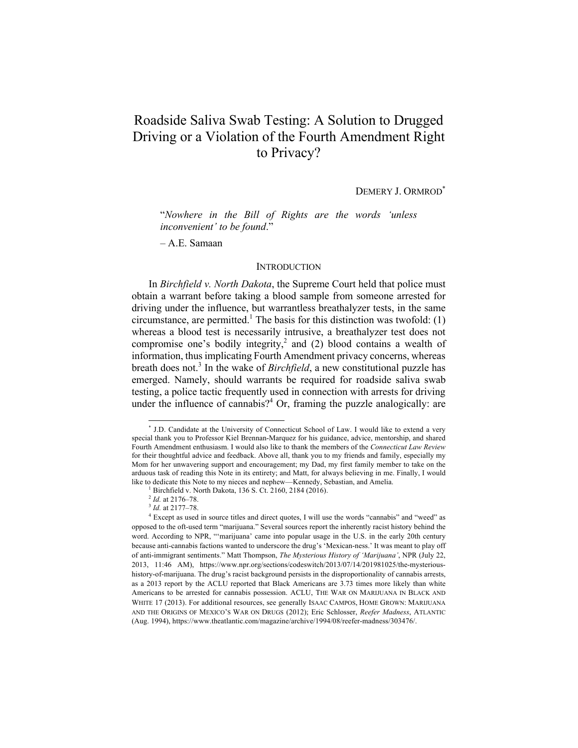# Roadside Saliva Swab Testing: A Solution to Drugged Driving or a Violation of the Fourth Amendment Right to Privacy?

DEMERY J. ORMROD[*]

> "*Nowhere in the Bill of Rights are the words 'unless inconvenient' to be found*."
>
> – A.E. Samaan

## INTRODUCTION

In *Birchfield v. North Dakota*, the Supreme Court held that police must obtain a warrant before taking a blood sample from someone arrested for driving under the influence, but warrantless breathalyzer tests, in the same circumstance, are permitted.[1] The basis for this distinction was twofold: (1) whereas a blood test is necessarily intrusive, a breathalyzer test does not compromise one's bodily integrity,[2] and (2) blood contains a wealth of information, thus implicating Fourth Amendment privacy concerns, whereas breath does not.[3] In the wake of *Birchfield*, a new constitutional puzzle has emerged. Namely, should warrants be required for roadside saliva swab testing, a police tactic frequently used in connection with arrests for driving under the influence of cannabis?[4] Or, framing the puzzle analogically: are

---

[*] J.D. Candidate at the University of Connecticut School of Law. I would like to extend a very special thank you to Professor Kiel Brennan-Marquez for his guidance, advice, mentorship, and shared Fourth Amendment enthusiasm. I would also like to thank the members of the *Connecticut Law Review* for their thoughtful advice and feedback. Above all, thank you to my friends and family, especially my Mom for her unwavering support and encouragement; my Dad, my first family member to take on the arduous task of reading this Note in its entirety; and Matt, for always believing in me. Finally, I would like to dedicate this Note to my nieces and nephew—Kennedy, Sebastian, and Amelia.

[1] Birchfield v. North Dakota, 136 S. Ct. 2160, 2184 (2016).

[2] *Id.* at 2176–78.

[3] *Id.* at 2177–78.

[4] Except as used in source titles and direct quotes, I will use the words "cannabis" and "weed" as opposed to the oft-used term "marijuana." Several sources report the inherently racist history behind the word. According to NPR, "'marijuana' came into popular usage in the U.S. in the early 20th century because anti-cannabis factions wanted to underscore the drug's 'Mexican-ness.' It was meant to play off of anti-immigrant sentiments." Matt Thompson, *The Mysterious History of 'Marijuana'*, NPR (July 22, 2013, 11:46 AM), https://www.npr.org/sections/codeswitch/2013/07/14/201981025/the-mysterious-history-of-marijuana. The drug's racist background persists in the disproportionality of cannabis arrests, as a 2013 report by the ACLU reported that Black Americans are 3.73 times more likely than white Americans to be arrested for cannabis possession. ACLU, THE WAR ON MARIJUANA IN BLACK AND WHITE 17 (2013). For additional resources, see generally ISAAC CAMPOS, HOME GROWN: MARIJUANA AND THE ORIGINS OF MEXICO'S WAR ON DRUGS (2012); Eric Schlosser, *Reefer Madness*, ATLANTIC (Aug. 1994), https://www.theatlantic.com/magazine/archive/1994/08/reefer-madness/303476/.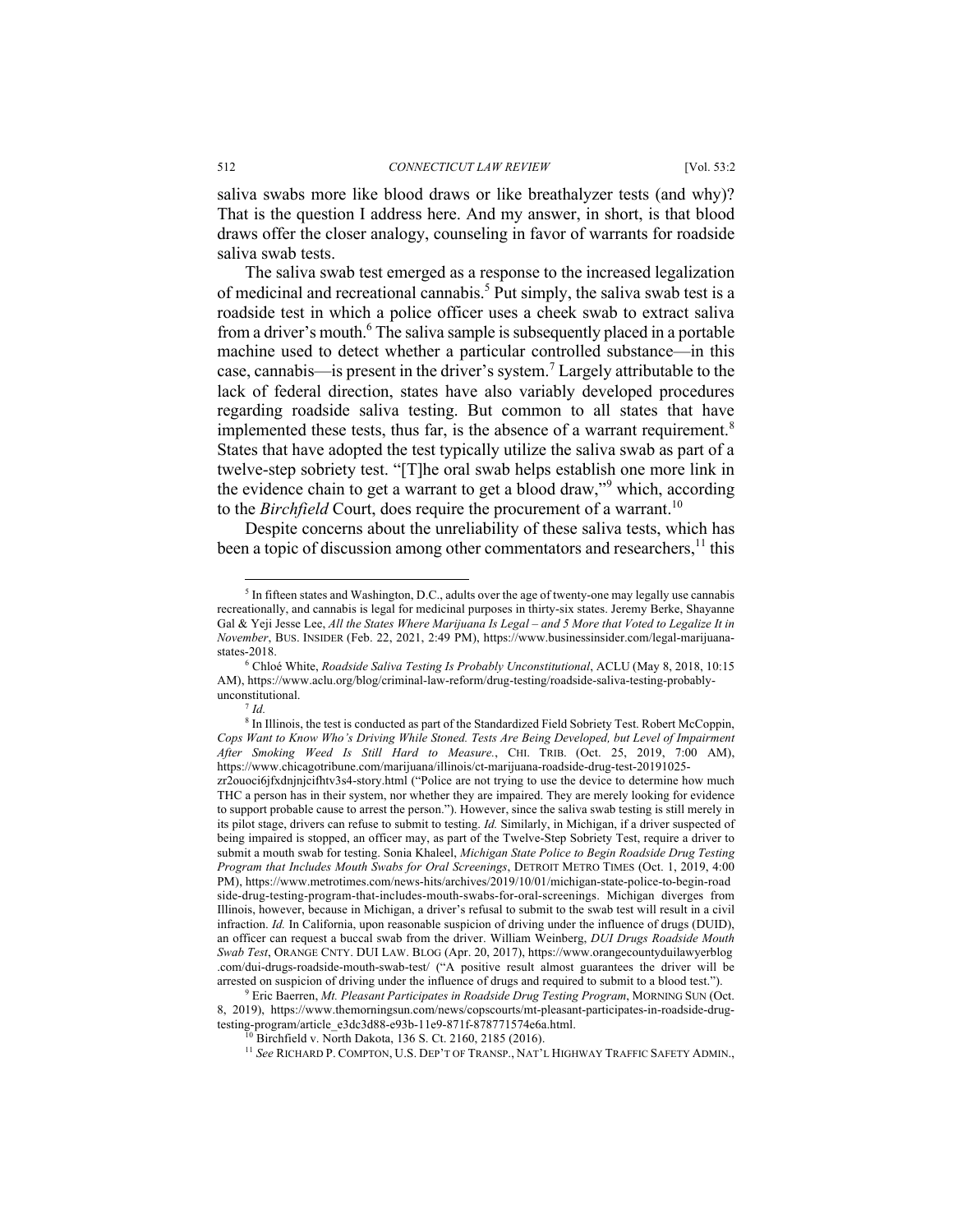saliva swabs more like blood draws or like breathalyzer tests (and why)? That is the question I address here. And my answer, in short, is that blood draws offer the closer analogy, counseling in favor of warrants for roadside saliva swab tests.

The saliva swab test emerged as a response to the increased legalization of medicinal and recreational cannabis.[5] Put simply, the saliva swab test is a roadside test in which a police officer uses a cheek swab to extract saliva from a driver's mouth.[6] The saliva sample is subsequently placed in a portable machine used to detect whether a particular controlled substance—in this case, cannabis—is present in the driver's system.[7] Largely attributable to the lack of federal direction, states have also variably developed procedures regarding roadside saliva testing. But common to all states that have implemented these tests, thus far, is the absence of a warrant requirement.[8] States that have adopted the test typically utilize the saliva swab as part of a twelve-step sobriety test. "[T]he oral swab helps establish one more link in the evidence chain to get a warrant to get a blood draw,"[9] which, according to the *Birchfield* Court, does require the procurement of a warrant.[10]

Despite concerns about the unreliability of these saliva tests, which has been a topic of discussion among other commentators and researchers,[11] this

---

[5] In fifteen states and Washington, D.C., adults over the age of twenty-one may legally use cannabis recreationally, and cannabis is legal for medicinal purposes in thirty-six states. Jeremy Berke, Shayanne Gal & Yeji Jesse Lee, *All the States Where Marijuana Is Legal – and 5 More that Voted to Legalize It in November*, BUS. INSIDER (Feb. 22, 2021, 2:49 PM), https://www.businessinsider.com/legal-marijuana-states-2018.

[6] Chloé White, *Roadside Saliva Testing Is Probably Unconstitutional*, ACLU (May 8, 2018, 10:15 AM), https://www.aclu.org/blog/criminal-law-reform/drug-testing/roadside-saliva-testing-probably-unconstitutional.

[7] *Id.*

[8] In Illinois, the test is conducted as part of the Standardized Field Sobriety Test. Robert McCoppin, *Cops Want to Know Who's Driving While Stoned. Tests Are Being Developed, but Level of Impairment After Smoking Weed Is Still Hard to Measure.*, CHI. TRIB. (Oct. 25, 2019, 7:00 AM), https://www.chicagotribune.com/marijuana/illinois/ct-marijuana-roadside-drug-test-20191025-zr2ouoci6jfxdnjnjcifhtv3s4-story.html ("Police are not trying to use the device to determine how much THC a person has in their system, nor whether they are impaired. They are merely looking for evidence to support probable cause to arrest the person."). However, since the saliva swab testing is still merely in its pilot stage, drivers can refuse to submit to testing. *Id.* Similarly, in Michigan, if a driver suspected of being impaired is stopped, an officer may, as part of the Twelve-Step Sobriety Test, require a driver to submit a mouth swab for testing. Sonia Khaleel, *Michigan State Police to Begin Roadside Drug Testing Program that Includes Mouth Swabs for Oral Screenings*, DETROIT METRO TIMES (Oct. 1, 2019, 4:00 PM), https://www.metrotimes.com/news-hits/archives/2019/10/01/michigan-state-police-to-begin-roadside-drug-testing-program-that-includes-mouth-swabs-for-oral-screenings. Michigan diverges from Illinois, however, because in Michigan, a driver's refusal to submit to the swab test will result in a civil infraction. *Id.* In California, upon reasonable suspicion of driving under the influence of drugs (DUID), an officer can request a buccal swab from the driver. William Weinberg, *DUI Drugs Roadside Mouth Swab Test*, ORANGE CNTY. DUI LAW. BLOG (Apr. 20, 2017), https://www.orangecountyduilawyerblog.com/dui-drugs-roadside-mouth-swab-test/ ("A positive result almost guarantees the driver will be arrested on suspicion of driving under the influence of drugs and required to submit to a blood test.").

[9] Eric Baerren, *Mt. Pleasant Participates in Roadside Drug Testing Program*, MORNING SUN (Oct. 8, 2019), https://www.themorningsun.com/news/copscourts/mt-pleasant-participates-in-roadside-drug-testing-program/article_e3dc3d88-e93b-11e9-871f-878771574e6a.html.

[10] Birchfield v. North Dakota, 136 S. Ct. 2160, 2185 (2016).

[11] *See* RICHARD P. COMPTON, U.S. DEP'T OF TRANSP., NAT'L HIGHWAY TRAFFIC SAFETY ADMIN.,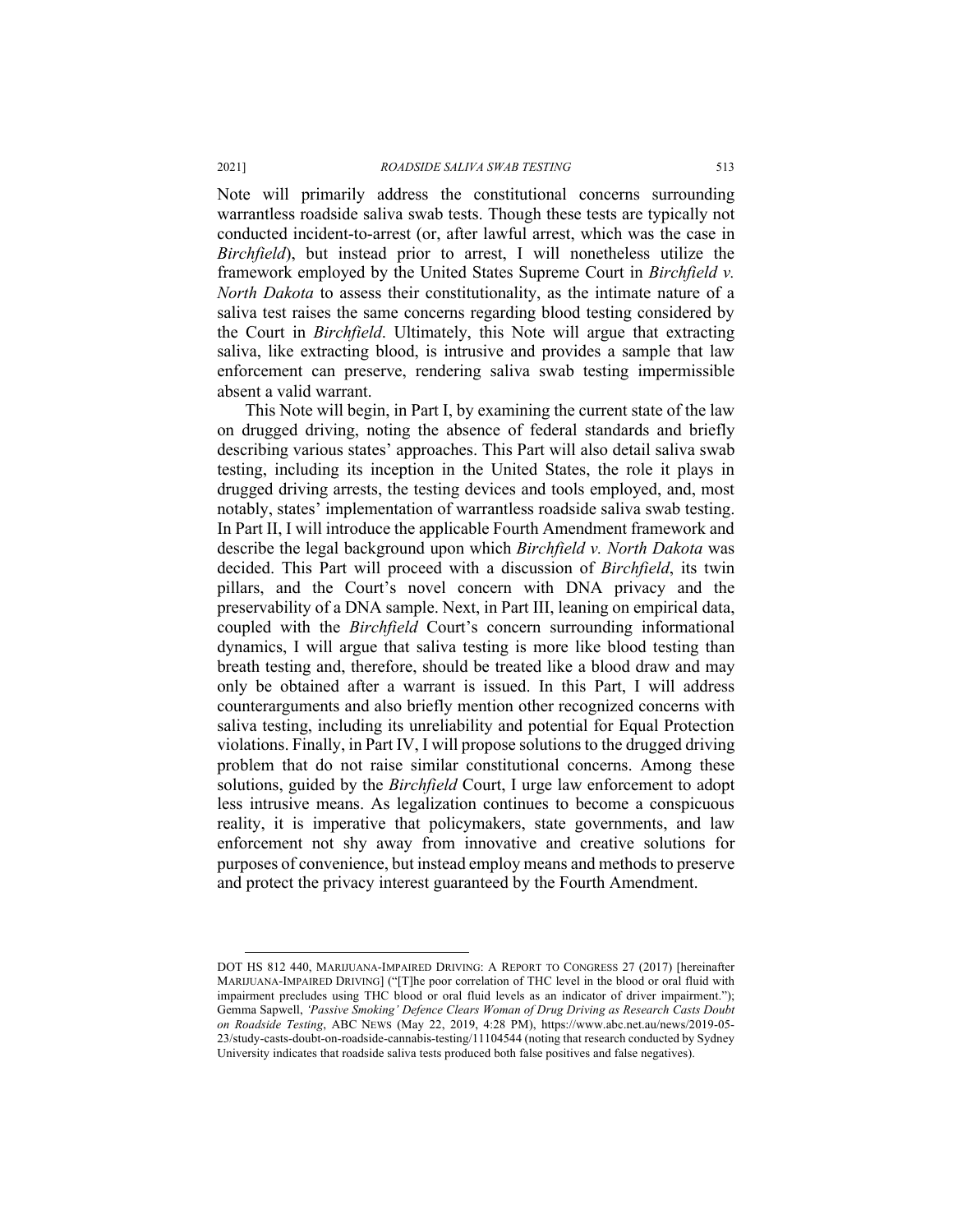Note will primarily address the constitutional concerns surrounding warrantless roadside saliva swab tests. Though these tests are typically not conducted incident-to-arrest (or, after lawful arrest, which was the case in *Birchfield*), but instead prior to arrest, I will nonetheless utilize the framework employed by the United States Supreme Court in *Birchfield v. North Dakota* to assess their constitutionality, as the intimate nature of a saliva test raises the same concerns regarding blood testing considered by the Court in *Birchfield*. Ultimately, this Note will argue that extracting saliva, like extracting blood, is intrusive and provides a sample that law enforcement can preserve, rendering saliva swab testing impermissible absent a valid warrant.

This Note will begin, in Part I, by examining the current state of the law on drugged driving, noting the absence of federal standards and briefly describing various states' approaches. This Part will also detail saliva swab testing, including its inception in the United States, the role it plays in drugged driving arrests, the testing devices and tools employed, and, most notably, states' implementation of warrantless roadside saliva swab testing. In Part II, I will introduce the applicable Fourth Amendment framework and describe the legal background upon which *Birchfield v. North Dakota* was decided. This Part will proceed with a discussion of *Birchfield*, its twin pillars, and the Court's novel concern with DNA privacy and the preservability of a DNA sample. Next, in Part III, leaning on empirical data, coupled with the *Birchfield* Court's concern surrounding informational dynamics, I will argue that saliva testing is more like blood testing than breath testing and, therefore, should be treated like a blood draw and may only be obtained after a warrant is issued. In this Part, I will address counterarguments and also briefly mention other recognized concerns with saliva testing, including its unreliability and potential for Equal Protection violations. Finally, in Part IV, I will propose solutions to the drugged driving problem that do not raise similar constitutional concerns. Among these solutions, guided by the *Birchfield* Court, I urge law enforcement to adopt less intrusive means. As legalization continues to become a conspicuous reality, it is imperative that policymakers, state governments, and law enforcement not shy away from innovative and creative solutions for purposes of convenience, but instead employ means and methods to preserve and protect the privacy interest guaranteed by the Fourth Amendment.

---

DOT HS 812 440, MARIJUANA-IMPAIRED DRIVING: A REPORT TO CONGRESS 27 (2017) [hereinafter MARIJUANA-IMPAIRED DRIVING] ("[T]he poor correlation of THC level in the blood or oral fluid with impairment precludes using THC blood or oral fluid levels as an indicator of driver impairment."); Gemma Sapwell, *'Passive Smoking' Defence Clears Woman of Drug Driving as Research Casts Doubt on Roadside Testing*, ABC NEWS (May 22, 2019, 4:28 PM), https://www.abc.net.au/news/2019-05-23/study-casts-doubt-on-roadside-cannabis-testing/11104544 (noting that research conducted by Sydney University indicates that roadside saliva tests produced both false positives and false negatives).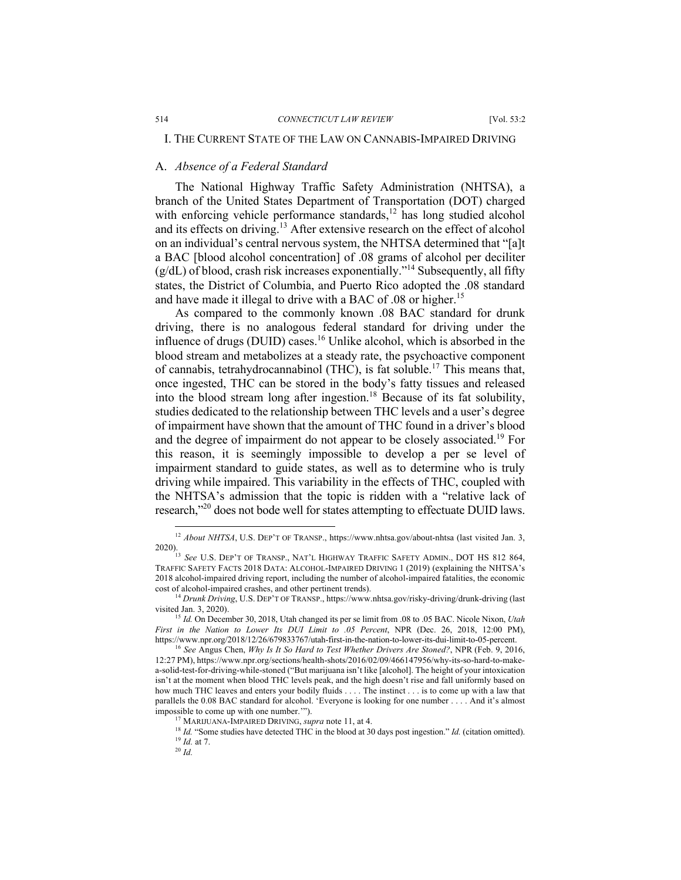## I. THE CURRENT STATE OF THE LAW ON CANNABIS-IMPAIRED DRIVING

### A. *Absence of a Federal Standard*

The National Highway Traffic Safety Administration (NHTSA), a branch of the United States Department of Transportation (DOT) charged with enforcing vehicle performance standards,[12] has long studied alcohol and its effects on driving.[13] After extensive research on the effect of alcohol on an individual's central nervous system, the NHTSA determined that "[a]t a BAC [blood alcohol concentration] of .08 grams of alcohol per deciliter (g/dL) of blood, crash risk increases exponentially."[14] Subsequently, all fifty states, the District of Columbia, and Puerto Rico adopted the .08 standard and have made it illegal to drive with a BAC of .08 or higher.[15]

As compared to the commonly known .08 BAC standard for drunk driving, there is no analogous federal standard for driving under the influence of drugs (DUID) cases.[16] Unlike alcohol, which is absorbed in the blood stream and metabolizes at a steady rate, the psychoactive component of cannabis, tetrahydrocannabinol (THC), is fat soluble.[17] This means that, once ingested, THC can be stored in the body's fatty tissues and released into the blood stream long after ingestion.[18] Because of its fat solubility, studies dedicated to the relationship between THC levels and a user's degree of impairment have shown that the amount of THC found in a driver's blood and the degree of impairment do not appear to be closely associated.[19] For this reason, it is seemingly impossible to develop a per se level of impairment standard to guide states, as well as to determine who is truly driving while impaired. This variability in the effects of THC, coupled with the NHTSA's admission that the topic is ridden with a "relative lack of research,"[20] does not bode well for states attempting to effectuate DUID laws.

---

[12] *About NHTSA*, U.S. DEP'T OF TRANSP., https://www.nhtsa.gov/about-nhtsa (last visited Jan. 3, 2020).

[13] *See* U.S. DEP'T OF TRANSP., NAT'L HIGHWAY TRAFFIC SAFETY ADMIN., DOT HS 812 864, TRAFFIC SAFETY FACTS 2018 DATA: ALCOHOL-IMPAIRED DRIVING 1 (2019) (explaining the NHTSA's 2018 alcohol-impaired driving report, including the number of alcohol-impaired fatalities, the economic cost of alcohol-impaired crashes, and other pertinent trends).

[14] *Drunk Driving*, U.S. DEP'T OF TRANSP., https://www.nhtsa.gov/risky-driving/drunk-driving (last visited Jan. 3, 2020).

[15] *Id.* On December 30, 2018, Utah changed its per se limit from .08 to .05 BAC. Nicole Nixon, *Utah First in the Nation to Lower Its DUI Limit to .05 Percent*, NPR (Dec. 26, 2018, 12:00 PM), https://www.npr.org/2018/12/26/679833767/utah-first-in-the-nation-to-lower-its-dui-limit-to-05-percent.

[16] *See* Angus Chen, *Why Is It So Hard to Test Whether Drivers Are Stoned?*, NPR (Feb. 9, 2016, 12:27 PM), https://www.npr.org/sections/health-shots/2016/02/09/466147956/why-its-so-hard-to-make-a-solid-test-for-driving-while-stoned ("But marijuana isn't like [alcohol]. The height of your intoxication isn't at the moment when blood THC levels peak, and the high doesn't rise and fall uniformly based on how much THC leaves and enters your bodily fluids . . . . The instinct . . . is to come up with a law that parallels the 0.08 BAC standard for alcohol. 'Everyone is looking for one number . . . . And it's almost impossible to come up with one number.'").

[17] MARIJUANA-IMPAIRED DRIVING, *supra* note 11, at 4.

[18] *Id.* "Some studies have detected THC in the blood at 30 days post ingestion." *Id.* (citation omitted).

[19] *Id.* at 7.

[20] *Id.*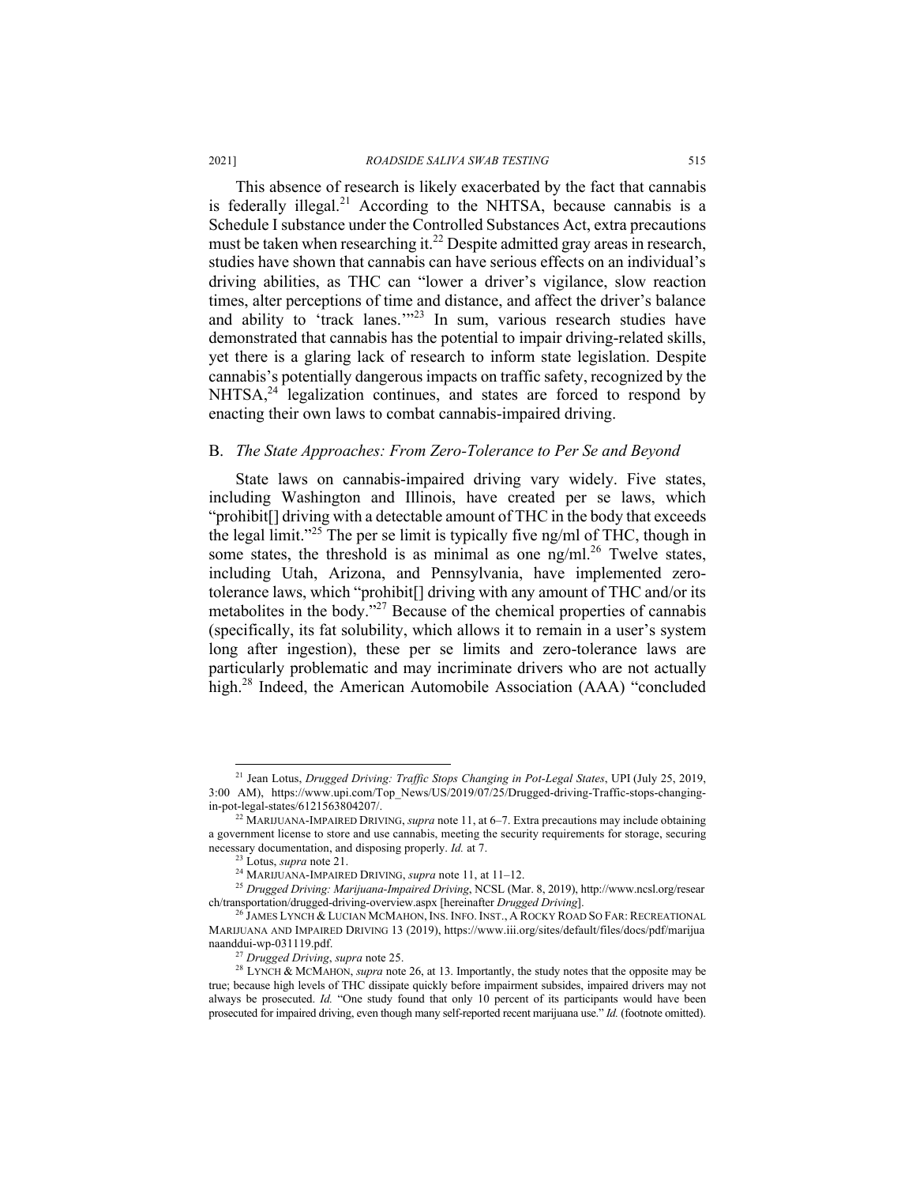This absence of research is likely exacerbated by the fact that cannabis is federally illegal.[21] According to the NHTSA, because cannabis is a Schedule I substance under the Controlled Substances Act, extra precautions must be taken when researching it.[22] Despite admitted gray areas in research, studies have shown that cannabis can have serious effects on an individual's driving abilities, as THC can "lower a driver's vigilance, slow reaction times, alter perceptions of time and distance, and affect the driver's balance and ability to 'track lanes.'"[23] In sum, various research studies have demonstrated that cannabis has the potential to impair driving-related skills, yet there is a glaring lack of research to inform state legislation. Despite cannabis's potentially dangerous impacts on traffic safety, recognized by the NHTSA,[24] legalization continues, and states are forced to respond by enacting their own laws to combat cannabis-impaired driving.

## B. *The State Approaches: From Zero-Tolerance to Per Se and Beyond*

State laws on cannabis-impaired driving vary widely. Five states, including Washington and Illinois, have created per se laws, which "prohibit[] driving with a detectable amount of THC in the body that exceeds the legal limit."[25] The per se limit is typically five ng/ml of THC, though in some states, the threshold is as minimal as one ng/ml.[26] Twelve states, including Utah, Arizona, and Pennsylvania, have implemented zero-tolerance laws, which "prohibit[] driving with any amount of THC and/or its metabolites in the body."[27] Because of the chemical properties of cannabis (specifically, its fat solubility, which allows it to remain in a user's system long after ingestion), these per se limits and zero-tolerance laws are particularly problematic and may incriminate drivers who are not actually high.[28] Indeed, the American Automobile Association (AAA) "concluded

---

[21] Jean Lotus, *Drugged Driving: Traffic Stops Changing in Pot-Legal States*, UPI (July 25, 2019, 3:00 AM), https://www.upi.com/Top_News/US/2019/07/25/Drugged-driving-Traffic-stops-changing-in-pot-legal-states/6121563804207/.

[22] MARIJUANA-IMPAIRED DRIVING, *supra* note 11, at 6–7. Extra precautions may include obtaining a government license to store and use cannabis, meeting the security requirements for storage, securing necessary documentation, and disposing properly. *Id.* at 7.

[23] Lotus, *supra* note 21.

[24] MARIJUANA-IMPAIRED DRIVING, *supra* note 11, at 11–12.

[25] *Drugged Driving: Marijuana-Impaired Driving*, NCSL (Mar. 8, 2019), http://www.ncsl.org/research/transportation/drugged-driving-overview.aspx [hereinafter *Drugged Driving*].

[26] JAMES LYNCH & LUCIAN MCMAHON, INS. INFO. INST., A ROCKY ROAD SO FAR: RECREATIONAL MARIJUANA AND IMPAIRED DRIVING 13 (2019), https://www.iii.org/sites/default/files/docs/pdf/marijuanaanddui-wp-031119.pdf.

[27] *Drugged Driving*, *supra* note 25.

[28] LYNCH & MCMAHON, *supra* note 26, at 13. Importantly, the study notes that the opposite may be true; because high levels of THC dissipate quickly before impairment subsides, impaired drivers may not always be prosecuted. *Id.* "One study found that only 10 percent of its participants would have been prosecuted for impaired driving, even though many self-reported recent marijuana use." *Id.* (footnote omitted).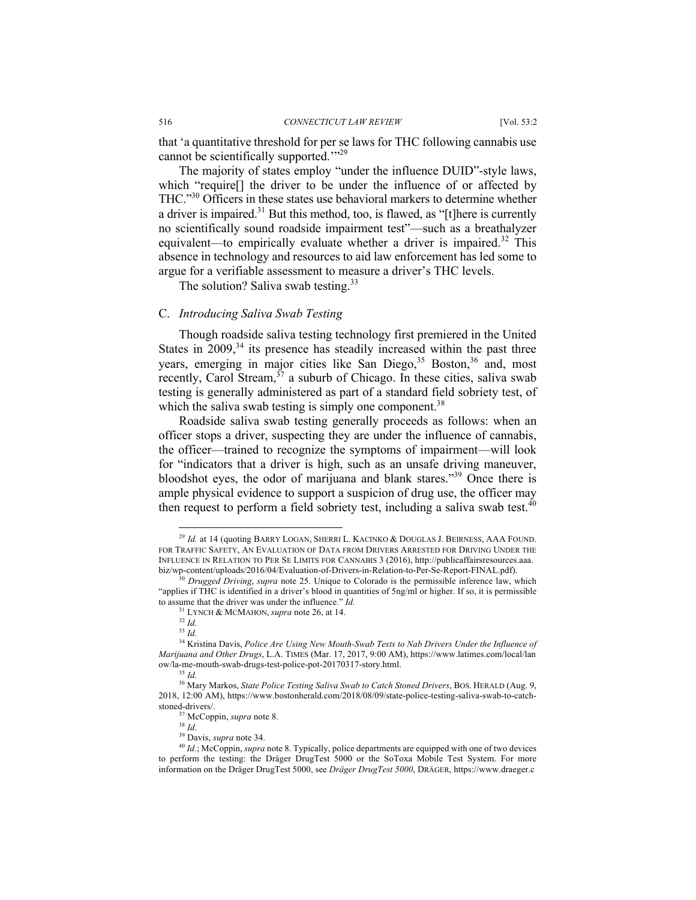that 'a quantitative threshold for per se laws for THC following cannabis use cannot be scientifically supported.'"[29]

The majority of states employ "under the influence DUID"-style laws, which "require[] the driver to be under the influence of or affected by THC."[30] Officers in these states use behavioral markers to determine whether a driver is impaired.[31] But this method, too, is flawed, as "[t]here is currently no scientifically sound roadside impairment test"—such as a breathalyzer equivalent—to empirically evaluate whether a driver is impaired.[32] This absence in technology and resources to aid law enforcement has led some to argue for a verifiable assessment to measure a driver's THC levels.

The solution? Saliva swab testing.[33]

### C. *Introducing Saliva Swab Testing*

Though roadside saliva testing technology first premiered in the United States in 2009,[34] its presence has steadily increased within the past three years, emerging in major cities like San Diego,[35] Boston,[36] and, most recently, Carol Stream,[37] a suburb of Chicago. In these cities, saliva swab testing is generally administered as part of a standard field sobriety test, of which the saliva swab testing is simply one component.[38]

Roadside saliva swab testing generally proceeds as follows: when an officer stops a driver, suspecting they are under the influence of cannabis, the officer—trained to recognize the symptoms of impairment—will look for "indicators that a driver is high, such as an unsafe driving maneuver, bloodshot eyes, the odor of marijuana and blank stares."[39] Once there is ample physical evidence to support a suspicion of drug use, the officer may then request to perform a field sobriety test, including a saliva swab test.[40]

---

[29] *Id.* at 14 (quoting BARRY LOGAN, SHERRI L. KACINKO & DOUGLAS J. BEIRNESS, AAA FOUND. FOR TRAFFIC SAFETY, AN EVALUATION OF DATA FROM DRIVERS ARRESTED FOR DRIVING UNDER THE INFLUENCE IN RELATION TO PER SE LIMITS FOR CANNABIS 3 (2016), http://publicaffairsresources.aaa.biz/wp-content/uploads/2016/04/Evaluation-of-Drivers-in-Relation-to-Per-Se-Report-FINAL.pdf).

[30] *Drugged Driving*, *supra* note 25. Unique to Colorado is the permissible inference law, which "applies if THC is identified in a driver's blood in quantities of 5ng/ml or higher. If so, it is permissible to assume that the driver was under the influence." *Id.*

[31] LYNCH & MCMAHON, *supra* note 26, at 14.

[32] *Id.*

[33] *Id.*

[34] Kristina Davis, *Police Are Using New Mouth-Swab Tests to Nab Drivers Under the Influence of Marijuana and Other Drugs*, L.A. TIMES (Mar. 17, 2017, 9:00 AM), https://www.latimes.com/local/lanow/la-me-mouth-swab-drugs-test-police-pot-20170317-story.html.

[35] *Id.*

[36] Mary Markos, *State Police Testing Saliva Swab to Catch Stoned Drivers*, BOS. HERALD (Aug. 9, 2018, 12:00 AM), https://www.bostonherald.com/2018/08/09/state-police-testing-saliva-swab-to-catch-stoned-drivers/.

[37] McCoppin, *supra* note 8.

[38] *Id.*

[39] Davis, *supra* note 34.

[40] *Id.*; McCoppin, *supra* note 8. Typically, police departments are equipped with one of two devices to perform the testing: the Dräger DrugTest 5000 or the SoToxa Mobile Test System. For more information on the Dräger DrugTest 5000, see *Dräger DrugTest 5000*, DRÄGER, https://www.draeger.c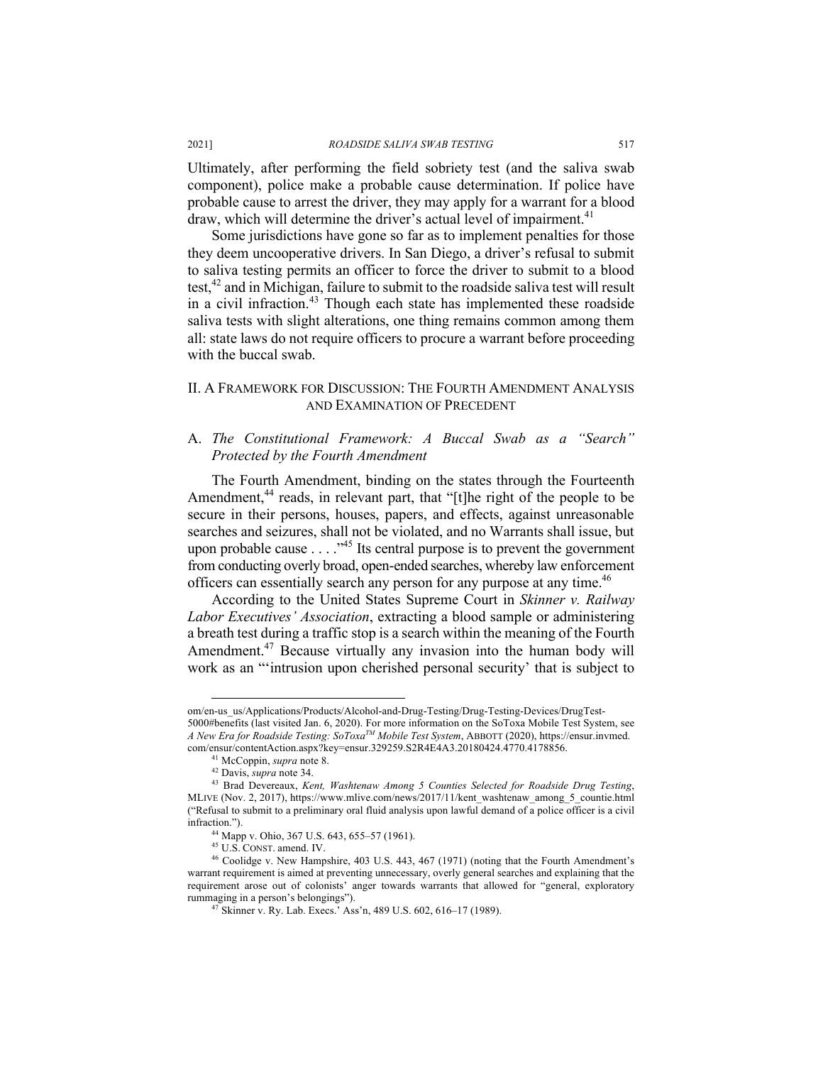Ultimately, after performing the field sobriety test (and the saliva swab component), police make a probable cause determination. If police have probable cause to arrest the driver, they may apply for a warrant for a blood draw, which will determine the driver's actual level of impairment.[41]

Some jurisdictions have gone so far as to implement penalties for those they deem uncooperative drivers. In San Diego, a driver's refusal to submit to saliva testing permits an officer to force the driver to submit to a blood test,[42] and in Michigan, failure to submit to the roadside saliva test will result in a civil infraction.[43] Though each state has implemented these roadside saliva tests with slight alterations, one thing remains common among them all: state laws do not require officers to procure a warrant before proceeding with the buccal swab.

## II. A Framework for Discussion: The Fourth Amendment Analysis and Examination of Precedent

### A. *The Constitutional Framework: A Buccal Swab as a "Search" Protected by the Fourth Amendment*

The Fourth Amendment, binding on the states through the Fourteenth Amendment,[44] reads, in relevant part, that "[t]he right of the people to be secure in their persons, houses, papers, and effects, against unreasonable searches and seizures, shall not be violated, and no Warrants shall issue, but upon probable cause . . . ."[45] Its central purpose is to prevent the government from conducting overly broad, open-ended searches, whereby law enforcement officers can essentially search any person for any purpose at any time.[46]

According to the United States Supreme Court in *Skinner v. Railway Labor Executives' Association*, extracting a blood sample or administering a breath test during a traffic stop is a search within the meaning of the Fourth Amendment.[47] Because virtually any invasion into the human body will work as an "'intrusion upon cherished personal security' that is subject to

---

om/en-us_us/Applications/Products/Alcohol-and-Drug-Testing/Drug-Testing-Devices/DrugTest-5000#benefits (last visited Jan. 6, 2020). For more information on the SoToxa Mobile Test System, see *A New Era for Roadside Testing: SoToxa™ Mobile Test System*, ABBOTT (2020), https://ensur.invmed.com/ensur/contentAction.aspx?key=ensur.329259.S2R4E4A3.20180424.4770.4178856.

[41] McCoppin, *supra* note 8.

[42] Davis, *supra* note 34.

[43] Brad Devereaux, *Kent, Washtenaw Among 5 Counties Selected for Roadside Drug Testing*, MLIVE (Nov. 2, 2017), https://www.mlive.com/news/2017/11/kent_washtenaw_among_5_countie.html ("Refusal to submit to a preliminary oral fluid analysis upon lawful demand of a police officer is a civil infraction.").

[44] Mapp v. Ohio, 367 U.S. 643, 655–57 (1961).

[45] U.S. CONST. amend. IV.

[46] Coolidge v. New Hampshire, 403 U.S. 443, 467 (1971) (noting that the Fourth Amendment's warrant requirement is aimed at preventing unnecessary, overly general searches and explaining that the requirement arose out of colonists' anger towards warrants that allowed for "general, exploratory rummaging in a person's belongings").

[47] Skinner v. Ry. Lab. Execs.' Ass'n, 489 U.S. 602, 616–17 (1989).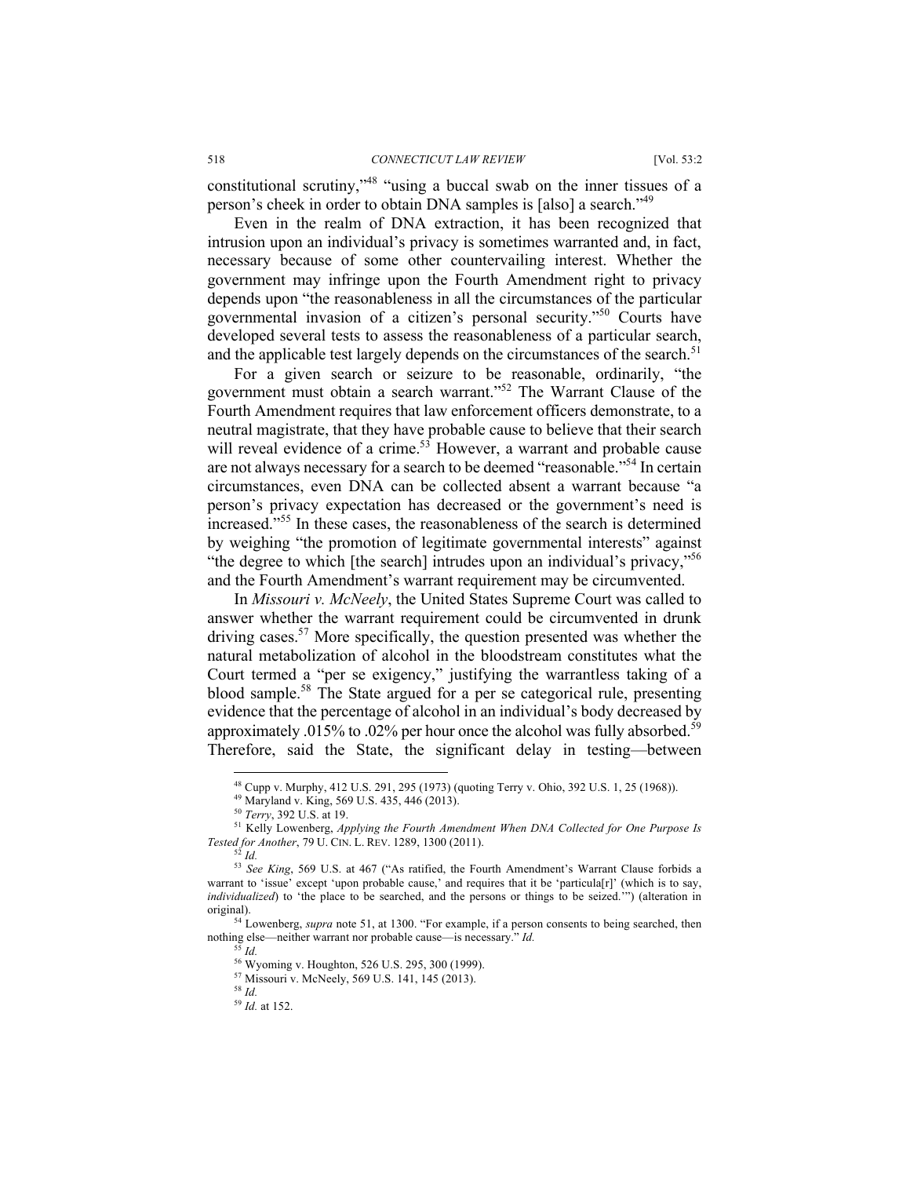constitutional scrutiny,"[48] "using a buccal swab on the inner tissues of a person's cheek in order to obtain DNA samples is [also] a search."[49]

Even in the realm of DNA extraction, it has been recognized that intrusion upon an individual's privacy is sometimes warranted and, in fact, necessary because of some other countervailing interest. Whether the government may infringe upon the Fourth Amendment right to privacy depends upon "the reasonableness in all the circumstances of the particular governmental invasion of a citizen's personal security."[50] Courts have developed several tests to assess the reasonableness of a particular search, and the applicable test largely depends on the circumstances of the search.[51]

For a given search or seizure to be reasonable, ordinarily, "the government must obtain a search warrant."[52] The Warrant Clause of the Fourth Amendment requires that law enforcement officers demonstrate, to a neutral magistrate, that they have probable cause to believe that their search will reveal evidence of a crime.[53] However, a warrant and probable cause are not always necessary for a search to be deemed "reasonable."[54] In certain circumstances, even DNA can be collected absent a warrant because "a person's privacy expectation has decreased or the government's need is increased."[55] In these cases, the reasonableness of the search is determined by weighing "the promotion of legitimate governmental interests" against "the degree to which [the search] intrudes upon an individual's privacy,"[56] and the Fourth Amendment's warrant requirement may be circumvented.

In *Missouri v. McNeely*, the United States Supreme Court was called to answer whether the warrant requirement could be circumvented in drunk driving cases.[57] More specifically, the question presented was whether the natural metabolization of alcohol in the bloodstream constitutes what the Court termed a "per se exigency," justifying the warrantless taking of a blood sample.[58] The State argued for a per se categorical rule, presenting evidence that the percentage of alcohol in an individual's body decreased by approximately .015% to .02% per hour once the alcohol was fully absorbed.[59] Therefore, said the State, the significant delay in testing—between

---

[48] Cupp v. Murphy, 412 U.S. 291, 295 (1973) (quoting Terry v. Ohio, 392 U.S. 1, 25 (1968)).

[49] Maryland v. King, 569 U.S. 435, 446 (2013).

[50] *Terry*, 392 U.S. at 19.

[51] Kelly Lowenberg, *Applying the Fourth Amendment When DNA Collected for One Purpose Is Tested for Another*, 79 U. CIN. L. REV. 1289, 1300 (2011).

[52] *Id.*

[53] *See King*, 569 U.S. at 467 ("As ratified, the Fourth Amendment's Warrant Clause forbids a warrant to 'issue' except 'upon probable cause,' and requires that it be 'particula[r]' (which is to say, *individualized*) to 'the place to be searched, and the persons or things to be seized.'") (alteration in original).

[54] Lowenberg, *supra* note 51, at 1300. "For example, if a person consents to being searched, then nothing else—neither warrant nor probable cause—is necessary." *Id.*

[55] *Id.*

[56] Wyoming v. Houghton, 526 U.S. 295, 300 (1999).

[57] Missouri v. McNeely, 569 U.S. 141, 145 (2013).

[58] *Id.*

[59] *Id.* at 152.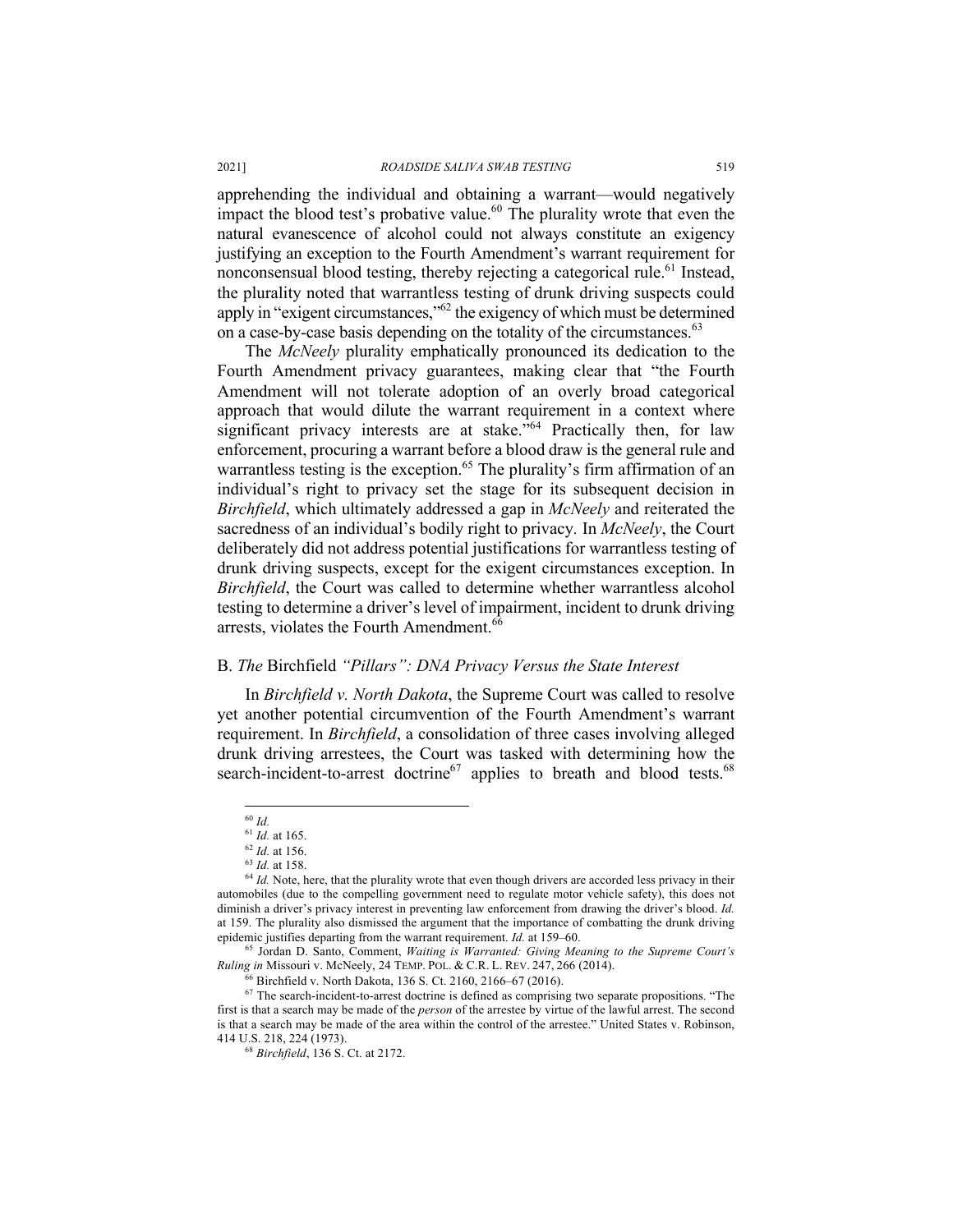apprehending the individual and obtaining a warrant—would negatively impact the blood test's probative value.[60] The plurality wrote that even the natural evanescence of alcohol could not always constitute an exigency justifying an exception to the Fourth Amendment's warrant requirement for nonconsensual blood testing, thereby rejecting a categorical rule.[61] Instead, the plurality noted that warrantless testing of drunk driving suspects could apply in "exigent circumstances,"[62] the exigency of which must be determined on a case-by-case basis depending on the totality of the circumstances.[63]

The *McNeely* plurality emphatically pronounced its dedication to the Fourth Amendment privacy guarantees, making clear that "the Fourth Amendment will not tolerate adoption of an overly broad categorical approach that would dilute the warrant requirement in a context where significant privacy interests are at stake."[64] Practically then, for law enforcement, procuring a warrant before a blood draw is the general rule and warrantless testing is the exception.[65] The plurality's firm affirmation of an individual's right to privacy set the stage for its subsequent decision in *Birchfield*, which ultimately addressed a gap in *McNeely* and reiterated the sacredness of an individual's bodily right to privacy. In *McNeely*, the Court deliberately did not address potential justifications for warrantless testing of drunk driving suspects, except for the exigent circumstances exception. In *Birchfield*, the Court was called to determine whether warrantless alcohol testing to determine a driver's level of impairment, incident to drunk driving arrests, violates the Fourth Amendment.[66]

### B. *The* Birchfield *"Pillars": DNA Privacy Versus the State Interest*

In *Birchfield v. North Dakota*, the Supreme Court was called to resolve yet another potential circumvention of the Fourth Amendment's warrant requirement. In *Birchfield*, a consolidation of three cases involving alleged drunk driving arrestees, the Court was tasked with determining how the search-incident-to-arrest doctrine[67] applies to breath and blood tests.[68]

---

[60] *Id.*

[61] *Id.* at 165.

[62] *Id.* at 156.

[63] *Id.* at 158.

[64] *Id.* Note, here, that the plurality wrote that even though drivers are accorded less privacy in their automobiles (due to the compelling government need to regulate motor vehicle safety), this does not diminish a driver's privacy interest in preventing law enforcement from drawing the driver's blood. *Id.* at 159. The plurality also dismissed the argument that the importance of combatting the drunk driving epidemic justifies departing from the warrant requirement. *Id.* at 159–60.

[65] Jordan D. Santo, Comment, *Waiting is Warranted: Giving Meaning to the Supreme Court's Ruling in* Missouri v. McNeely, 24 TEMP. POL. & C.R. L. REV. 247, 266 (2014).

[66] Birchfield v. North Dakota, 136 S. Ct. 2160, 2166–67 (2016).

[67] The search-incident-to-arrest doctrine is defined as comprising two separate propositions. "The first is that a search may be made of the *person* of the arrestee by virtue of the lawful arrest. The second is that a search may be made of the area within the control of the arrestee." United States v. Robinson, 414 U.S. 218, 224 (1973).

[68] *Birchfield*, 136 S. Ct. at 2172.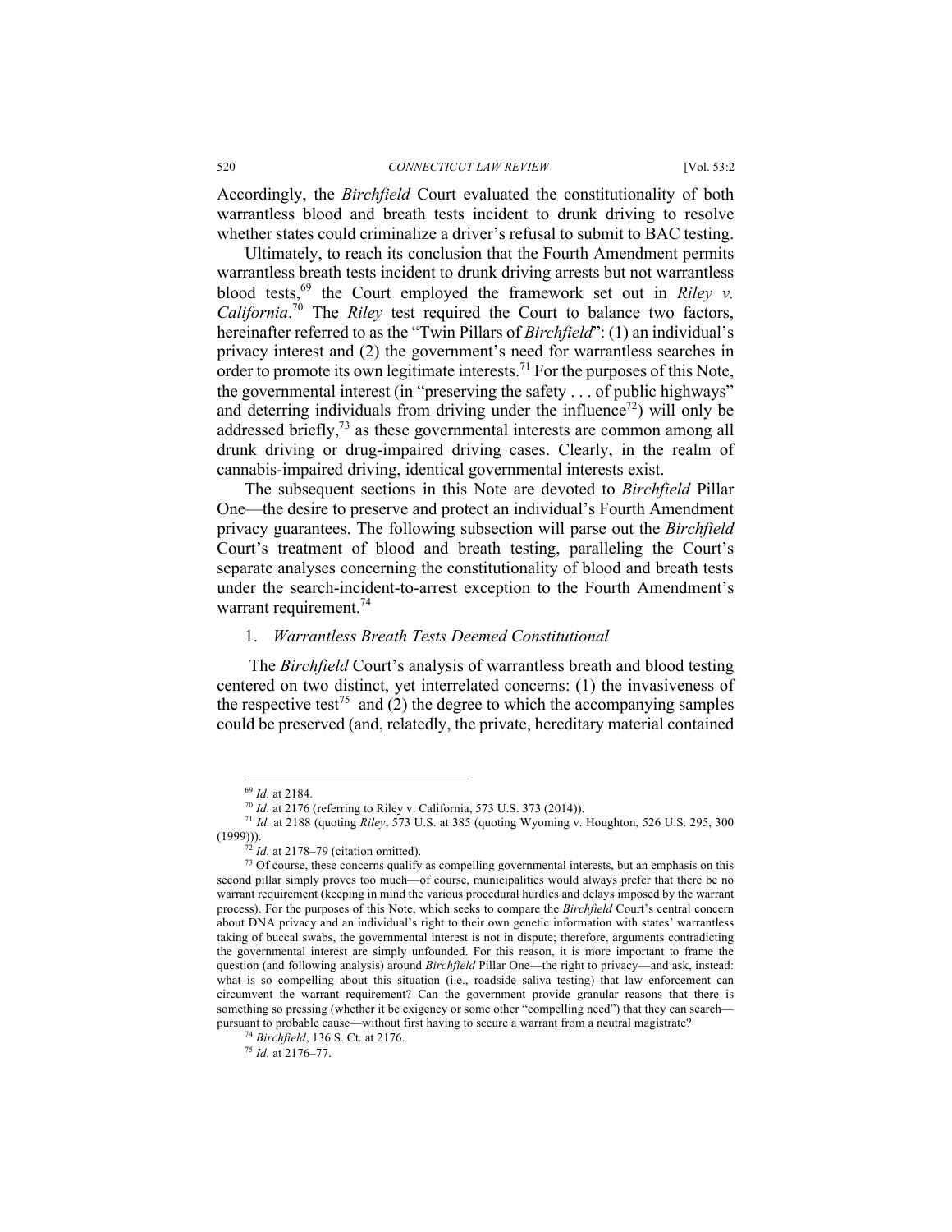Accordingly, the *Birchfield* Court evaluated the constitutionality of both warrantless blood and breath tests incident to drunk driving to resolve whether states could criminalize a driver's refusal to submit to BAC testing.

Ultimately, to reach its conclusion that the Fourth Amendment permits warrantless breath tests incident to drunk driving arrests but not warrantless blood tests,[69] the Court employed the framework set out in *Riley v. California*.[70] The *Riley* test required the Court to balance two factors, hereinafter referred to as the "Twin Pillars of *Birchfield*": (1) an individual's privacy interest and (2) the government's need for warrantless searches in order to promote its own legitimate interests.[71] For the purposes of this Note, the governmental interest (in "preserving the safety . . . of public highways" and deterring individuals from driving under the influence[72]) will only be addressed briefly,[73] as these governmental interests are common among all drunk driving or drug-impaired driving cases. Clearly, in the realm of cannabis-impaired driving, identical governmental interests exist.

The subsequent sections in this Note are devoted to *Birchfield* Pillar One—the desire to preserve and protect an individual's Fourth Amendment privacy guarantees. The following subsection will parse out the *Birchfield* Court's treatment of blood and breath testing, paralleling the Court's separate analyses concerning the constitutionality of blood and breath tests under the search-incident-to-arrest exception to the Fourth Amendment's warrant requirement.[74]

### 1. *Warrantless Breath Tests Deemed Constitutional*

The *Birchfield* Court's analysis of warrantless breath and blood testing centered on two distinct, yet interrelated concerns: (1) the invasiveness of the respective test[75] and (2) the degree to which the accompanying samples could be preserved (and, relatedly, the private, hereditary material contained

---

[69] *Id.* at 2184.

[70] *Id.* at 2176 (referring to Riley v. California, 573 U.S. 373 (2014)).

[71] *Id.* at 2188 (quoting *Riley*, 573 U.S. at 385 (quoting Wyoming v. Houghton, 526 U.S. 295, 300 (1999))).

[72] *Id.* at 2178–79 (citation omitted).

[73] Of course, these concerns qualify as compelling governmental interests, but an emphasis on this second pillar simply proves too much—of course, municipalities would always prefer that there be no warrant requirement (keeping in mind the various procedural hurdles and delays imposed by the warrant process). For the purposes of this Note, which seeks to compare the *Birchfield* Court's central concern about DNA privacy and an individual's right to their own genetic information with states' warrantless taking of buccal swabs, the governmental interest is not in dispute; therefore, arguments contradicting the governmental interest are simply unfounded. For this reason, it is more important to frame the question (and following analysis) around *Birchfield* Pillar One—the right to privacy—and ask, instead: what is so compelling about this situation (i.e., roadside saliva testing) that law enforcement can circumvent the warrant requirement? Can the government provide granular reasons that there is something so pressing (whether it be exigency or some other "compelling need") that they can search—pursuant to probable cause—without first having to secure a warrant from a neutral magistrate?

[74] *Birchfield*, 136 S. Ct. at 2176.

[75] *Id.* at 2176–77.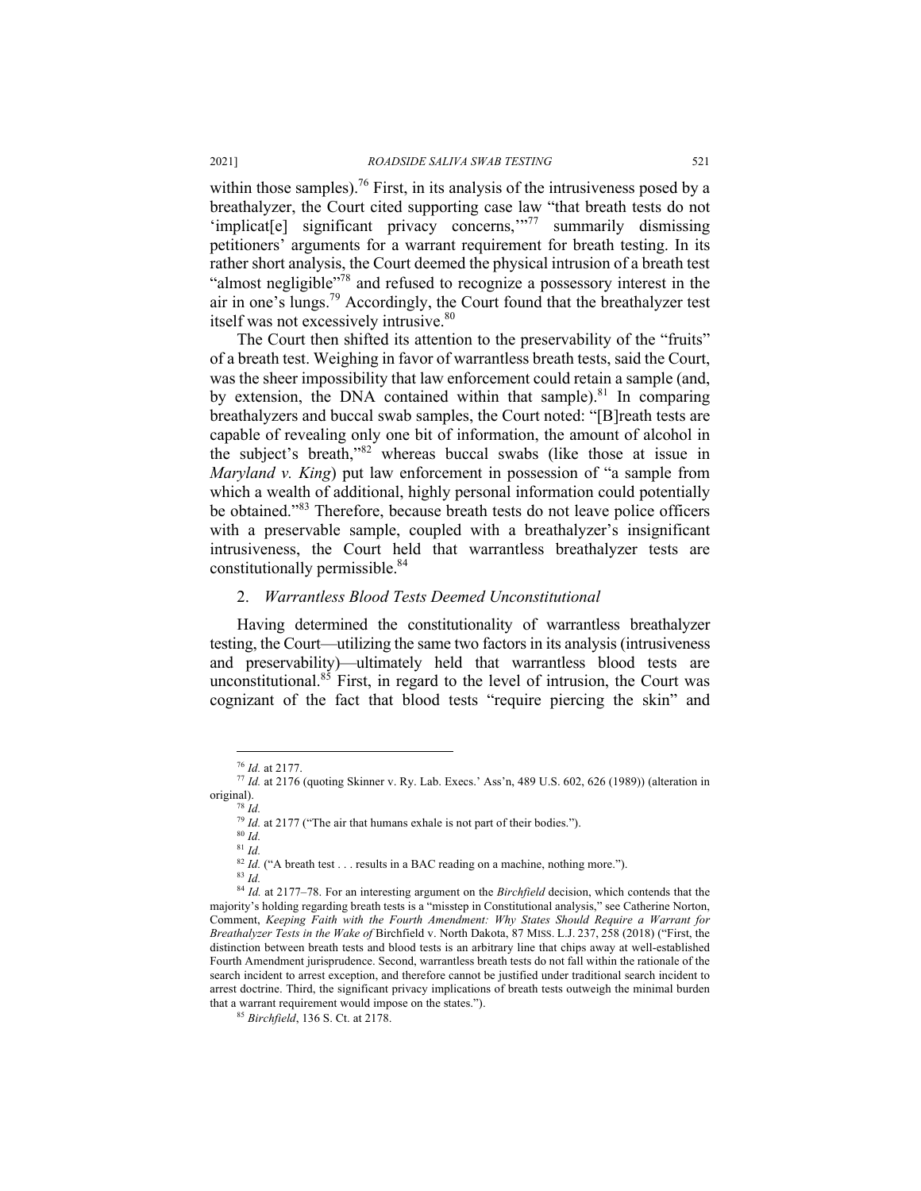within those samples).[76] First, in its analysis of the intrusiveness posed by a breathalyzer, the Court cited supporting case law "that breath tests do not 'implicat[e] significant privacy concerns,'"[77] summarily dismissing petitioners' arguments for a warrant requirement for breath testing. In its rather short analysis, the Court deemed the physical intrusion of a breath test "almost negligible"[78] and refused to recognize a possessory interest in the air in one's lungs.[79] Accordingly, the Court found that the breathalyzer test itself was not excessively intrusive.[80]

The Court then shifted its attention to the preservability of the "fruits" of a breath test. Weighing in favor of warrantless breath tests, said the Court, was the sheer impossibility that law enforcement could retain a sample (and, by extension, the DNA contained within that sample).[81] In comparing breathalyzers and buccal swab samples, the Court noted: "[B]reath tests are capable of revealing only one bit of information, the amount of alcohol in the subject's breath,"[82] whereas buccal swabs (like those at issue in *Maryland v. King*) put law enforcement in possession of "a sample from which a wealth of additional, highly personal information could potentially be obtained."[83] Therefore, because breath tests do not leave police officers with a preservable sample, coupled with a breathalyzer's insignificant intrusiveness, the Court held that warrantless breathalyzer tests are constitutionally permissible.[84]

### 2. *Warrantless Blood Tests Deemed Unconstitutional*

Having determined the constitutionality of warrantless breathalyzer testing, the Court—utilizing the same two factors in its analysis (intrusiveness and preservability)—ultimately held that warrantless blood tests are unconstitutional.[85] First, in regard to the level of intrusion, the Court was cognizant of the fact that blood tests "require piercing the skin" and

---

[76] *Id.* at 2177.

[77] *Id.* at 2176 (quoting Skinner v. Ry. Lab. Execs.' Ass'n, 489 U.S. 602, 626 (1989)) (alteration in original).

[78] *Id.*

[79] *Id.* at 2177 ("The air that humans exhale is not part of their bodies.").

[80] *Id.*

[81] *Id.*

[82] *Id.* ("A breath test . . . results in a BAC reading on a machine, nothing more.").

[83] *Id.*

[84] *Id.* at 2177–78. For an interesting argument on the *Birchfield* decision, which contends that the majority's holding regarding breath tests is a "misstep in Constitutional analysis," see Catherine Norton, Comment, *Keeping Faith with the Fourth Amendment: Why States Should Require a Warrant for Breathalyzer Tests in the Wake of* Birchfield v. North Dakota, 87 MISS. L.J. 237, 258 (2018) ("First, the distinction between breath tests and blood tests is an arbitrary line that chips away at well-established Fourth Amendment jurisprudence. Second, warrantless breath tests do not fall within the rationale of the search incident to arrest exception, and therefore cannot be justified under traditional search incident to arrest doctrine. Third, the significant privacy implications of breath tests outweigh the minimal burden that a warrant requirement would impose on the states.").

[85] *Birchfield*, 136 S. Ct. at 2178.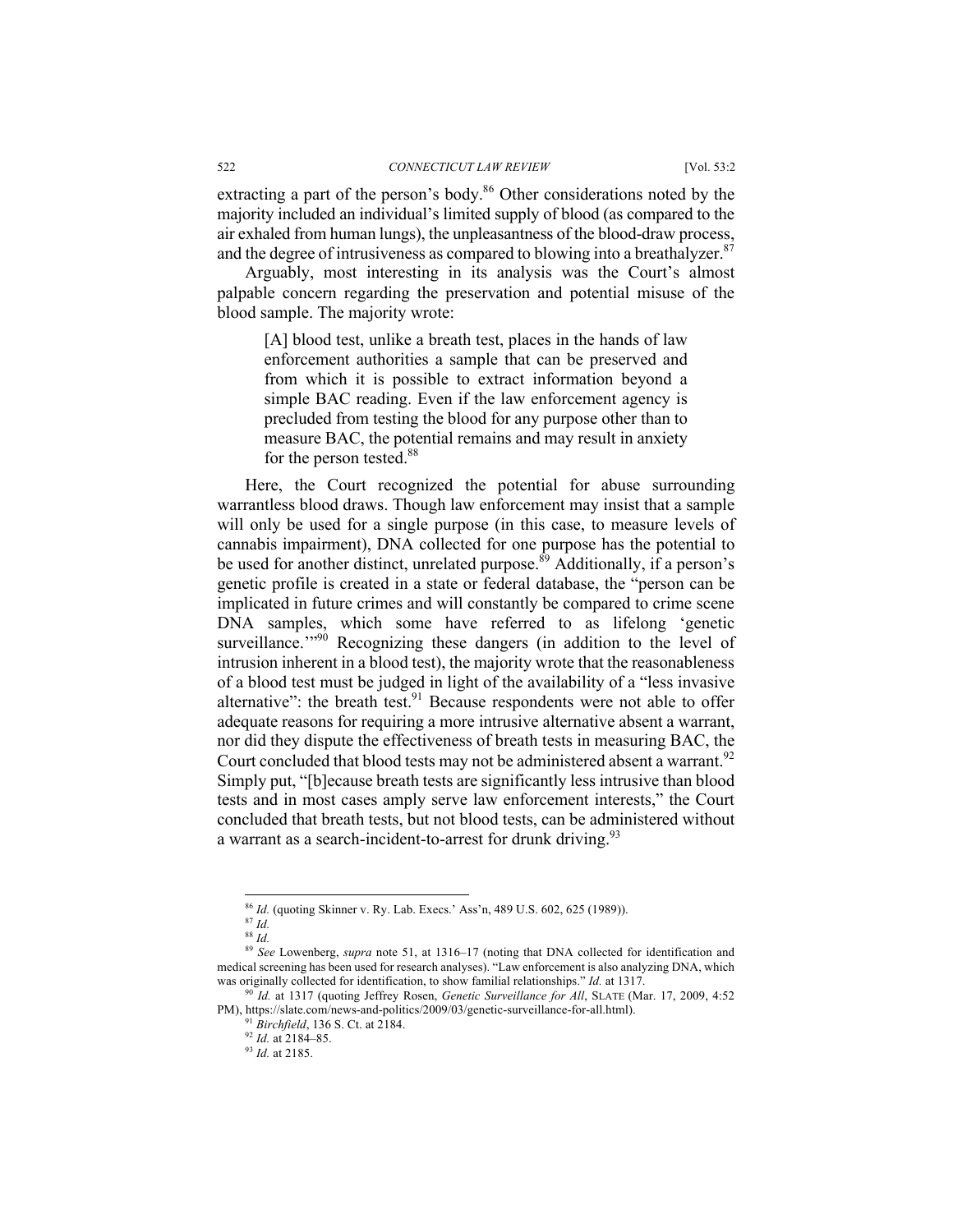extracting a part of the person's body.[86] Other considerations noted by the majority included an individual's limited supply of blood (as compared to the air exhaled from human lungs), the unpleasantness of the blood-draw process, and the degree of intrusiveness as compared to blowing into a breathalyzer.[87]

Arguably, most interesting in its analysis was the Court's almost palpable concern regarding the preservation and potential misuse of the blood sample. The majority wrote:

> [A] blood test, unlike a breath test, places in the hands of law enforcement authorities a sample that can be preserved and from which it is possible to extract information beyond a simple BAC reading. Even if the law enforcement agency is precluded from testing the blood for any purpose other than to measure BAC, the potential remains and may result in anxiety for the person tested.[88]

Here, the Court recognized the potential for abuse surrounding warrantless blood draws. Though law enforcement may insist that a sample will only be used for a single purpose (in this case, to measure levels of cannabis impairment), DNA collected for one purpose has the potential to be used for another distinct, unrelated purpose.[89] Additionally, if a person's genetic profile is created in a state or federal database, the "person can be implicated in future crimes and will constantly be compared to crime scene DNA samples, which some have referred to as lifelong 'genetic surveillance.'"[90] Recognizing these dangers (in addition to the level of intrusion inherent in a blood test), the majority wrote that the reasonableness of a blood test must be judged in light of the availability of a "less invasive alternative": the breath test.[91] Because respondents were not able to offer adequate reasons for requiring a more intrusive alternative absent a warrant, nor did they dispute the effectiveness of breath tests in measuring BAC, the Court concluded that blood tests may not be administered absent a warrant.[92] Simply put, "[b]ecause breath tests are significantly less intrusive than blood tests and in most cases amply serve law enforcement interests," the Court concluded that breath tests, but not blood tests, can be administered without a warrant as a search-incident-to-arrest for drunk driving.[93]

---

[86] *Id.* (quoting Skinner v. Ry. Lab. Execs.' Ass'n, 489 U.S. 602, 625 (1989)).

[87] *Id.*

[88] *Id.*

[89] *See* Lowenberg, *supra* note 51, at 1316–17 (noting that DNA collected for identification and medical screening has been used for research analyses). "Law enforcement is also analyzing DNA, which was originally collected for identification, to show familial relationships." *Id.* at 1317.

[90] *Id.* at 1317 (quoting Jeffrey Rosen, *Genetic Surveillance for All*, SLATE (Mar. 17, 2009, 4:52 PM), https://slate.com/news-and-politics/2009/03/genetic-surveillance-for-all.html).

[91] *Birchfield*, 136 S. Ct. at 2184.

[92] *Id.* at 2184–85.

[93] *Id.* at 2185.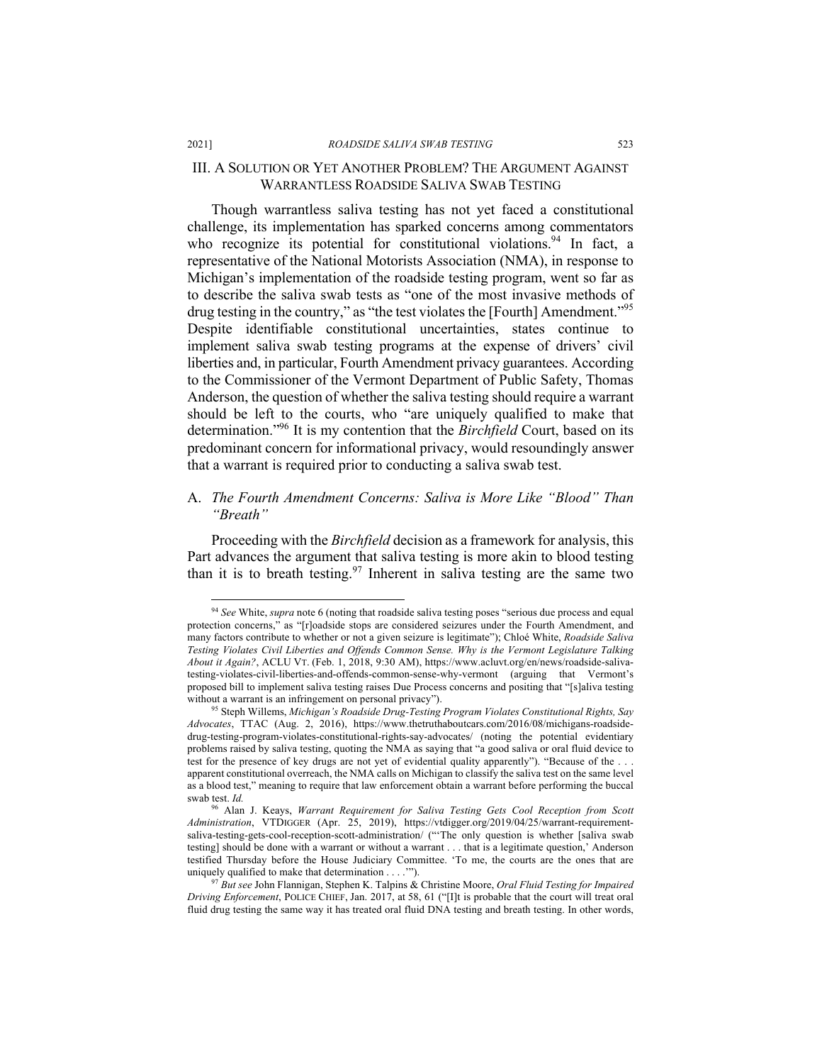## III. A SOLUTION OR YET ANOTHER PROBLEM? THE ARGUMENT AGAINST WARRANTLESS ROADSIDE SALIVA SWAB TESTING

Though warrantless saliva testing has not yet faced a constitutional challenge, its implementation has sparked concerns among commentators who recognize its potential for constitutional violations.[94] In fact, a representative of the National Motorists Association (NMA), in response to Michigan's implementation of the roadside testing program, went so far as to describe the saliva swab tests as "one of the most invasive methods of drug testing in the country," as "the test violates the [Fourth] Amendment."[95] Despite identifiable constitutional uncertainties, states continue to implement saliva swab testing programs at the expense of drivers' civil liberties and, in particular, Fourth Amendment privacy guarantees. According to the Commissioner of the Vermont Department of Public Safety, Thomas Anderson, the question of whether the saliva testing should require a warrant should be left to the courts, who "are uniquely qualified to make that determination."[96] It is my contention that the *Birchfield* Court, based on its predominant concern for informational privacy, would resoundingly answer that a warrant is required prior to conducting a saliva swab test.

### A. *The Fourth Amendment Concerns: Saliva is More Like "Blood" Than "Breath"*

Proceeding with the *Birchfield* decision as a framework for analysis, this Part advances the argument that saliva testing is more akin to blood testing than it is to breath testing.[97] Inherent in saliva testing are the same two

---

[94] *See* White, *supra* note 6 (noting that roadside saliva testing poses "serious due process and equal protection concerns," as "[r]oadside stops are considered seizures under the Fourth Amendment, and many factors contribute to whether or not a given seizure is legitimate"); Chloé White, *Roadside Saliva Testing Violates Civil Liberties and Offends Common Sense. Why is the Vermont Legislature Talking About it Again?*, ACLU VT. (Feb. 1, 2018, 9:30 AM), https://www.acluvt.org/en/news/roadside-saliva-testing-violates-civil-liberties-and-offends-common-sense-why-vermont (arguing that Vermont's proposed bill to implement saliva testing raises Due Process concerns and positing that "[s]aliva testing without a warrant is an infringement on personal privacy").

[95] Steph Willems, *Michigan's Roadside Drug-Testing Program Violates Constitutional Rights, Say Advocates*, TTAC (Aug. 2, 2016), https://www.thetruthaboutcars.com/2016/08/michigans-roadside-drug-testing-program-violates-constitutional-rights-say-advocates/ (noting the potential evidentiary problems raised by saliva testing, quoting the NMA as saying that "a good saliva or oral fluid device to test for the presence of key drugs are not yet of evidential quality apparently"). "Because of the . . . apparent constitutional overreach, the NMA calls on Michigan to classify the saliva test on the same level as a blood test," meaning to require that law enforcement obtain a warrant before performing the buccal swab test. *Id.*

[96] Alan J. Keays, *Warrant Requirement for Saliva Testing Gets Cool Reception from Scott Administration*, VTDIGGER (Apr. 25, 2019), https://vtdigger.org/2019/04/25/warrant-requirement-saliva-testing-gets-cool-reception-scott-administration/ ("'The only question is whether [saliva swab testing] should be done with a warrant or without a warrant . . . that is a legitimate question,' Anderson testified Thursday before the House Judiciary Committee. 'To me, the courts are the ones that are uniquely qualified to make that determination . . . .'").

[97] *But see* John Flannigan, Stephen K. Talpins & Christine Moore, *Oral Fluid Testing for Impaired Driving Enforcement*, POLICE CHIEF, Jan. 2017, at 58, 61 ("[I]t is probable that the court will treat oral fluid drug testing the same way it has treated oral fluid DNA testing and breath testing. In other words,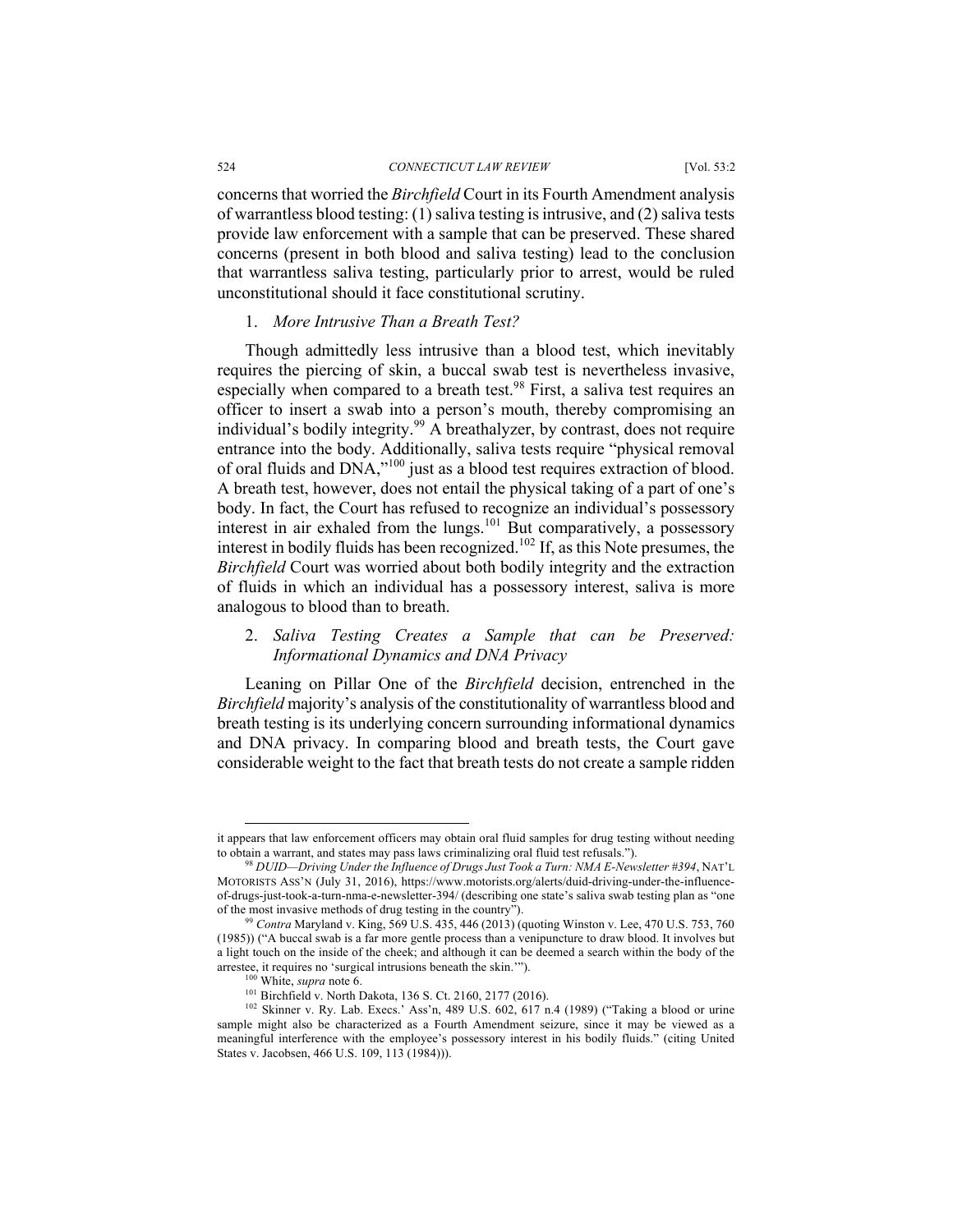concerns that worried the *Birchfield* Court in its Fourth Amendment analysis of warrantless blood testing: (1) saliva testing is intrusive, and (2) saliva tests provide law enforcement with a sample that can be preserved. These shared concerns (present in both blood and saliva testing) lead to the conclusion that warrantless saliva testing, particularly prior to arrest, would be ruled unconstitutional should it face constitutional scrutiny.

### 1. *More Intrusive Than a Breath Test?*

Though admittedly less intrusive than a blood test, which inevitably requires the piercing of skin, a buccal swab test is nevertheless invasive, especially when compared to a breath test.[98] First, a saliva test requires an officer to insert a swab into a person's mouth, thereby compromising an individual's bodily integrity.[99] A breathalyzer, by contrast, does not require entrance into the body. Additionally, saliva tests require "physical removal of oral fluids and DNA,"[100] just as a blood test requires extraction of blood. A breath test, however, does not entail the physical taking of a part of one's body. In fact, the Court has refused to recognize an individual's possessory interest in air exhaled from the lungs.[101] But comparatively, a possessory interest in bodily fluids has been recognized.[102] If, as this Note presumes, the *Birchfield* Court was worried about both bodily integrity and the extraction of fluids in which an individual has a possessory interest, saliva is more analogous to blood than to breath.

### 2. *Saliva Testing Creates a Sample that can be Preserved: Informational Dynamics and DNA Privacy*

Leaning on Pillar One of the *Birchfield* decision, entrenched in the *Birchfield* majority's analysis of the constitutionality of warrantless blood and breath testing is its underlying concern surrounding informational dynamics and DNA privacy. In comparing blood and breath tests, the Court gave considerable weight to the fact that breath tests do not create a sample ridden

---

it appears that law enforcement officers may obtain oral fluid samples for drug testing without needing to obtain a warrant, and states may pass laws criminalizing oral fluid test refusals.").

[98] *DUID—Driving Under the Influence of Drugs Just Took a Turn: NMA E-Newsletter #394*, NAT'L MOTORISTS ASS'N (July 31, 2016), https://www.motorists.org/alerts/duid-driving-under-the-influence-of-drugs-just-took-a-turn-nma-e-newsletter-394/ (describing one state's saliva swab testing plan as "one of the most invasive methods of drug testing in the country").

[99] *Contra* Maryland v. King, 569 U.S. 435, 446 (2013) (quoting Winston v. Lee, 470 U.S. 753, 760 (1985)) ("A buccal swab is a far more gentle process than a venipuncture to draw blood. It involves but a light touch on the inside of the cheek; and although it can be deemed a search within the body of the arrestee, it requires no 'surgical intrusions beneath the skin.'").

[100] White, *supra* note 6.

[101] Birchfield v. North Dakota, 136 S. Ct. 2160, 2177 (2016).

[102] Skinner v. Ry. Lab. Execs.' Ass'n, 489 U.S. 602, 617 n.4 (1989) ("Taking a blood or urine sample might also be characterized as a Fourth Amendment seizure, since it may be viewed as a meaningful interference with the employee's possessory interest in his bodily fluids." (citing United States v. Jacobsen, 466 U.S. 109, 113 (1984))).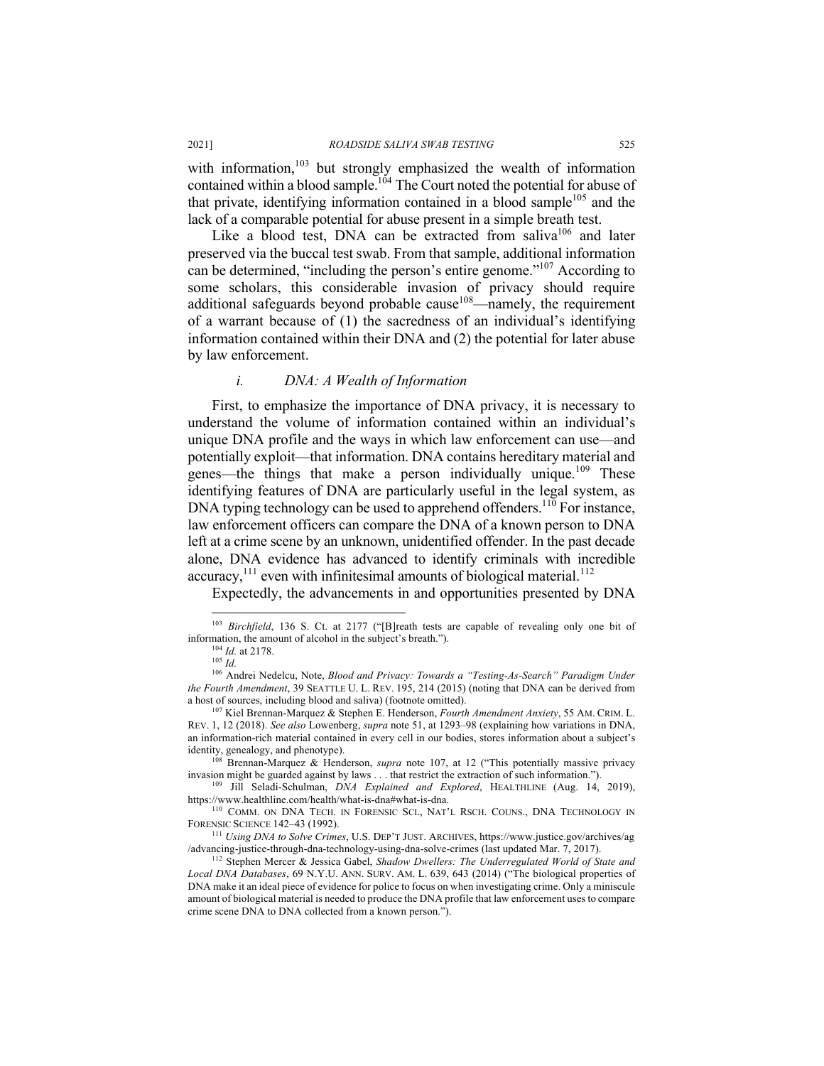with information,[103] but strongly emphasized the wealth of information contained within a blood sample.[104] The Court noted the potential for abuse of that private, identifying information contained in a blood sample[105] and the lack of a comparable potential for abuse present in a simple breath test.

Like a blood test, DNA can be extracted from saliva[106] and later preserved via the buccal test swab. From that sample, additional information can be determined, "including the person's entire genome."[107] According to some scholars, this considerable invasion of privacy should require additional safeguards beyond probable cause[108]—namely, the requirement of a warrant because of (1) the sacredness of an individual's identifying information contained within their DNA and (2) the potential for later abuse by law enforcement.

### *i. DNA: A Wealth of Information*

First, to emphasize the importance of DNA privacy, it is necessary to understand the volume of information contained within an individual's unique DNA profile and the ways in which law enforcement can use—and potentially exploit—that information. DNA contains hereditary material and genes—the things that make a person individually unique.[109] These identifying features of DNA are particularly useful in the legal system, as DNA typing technology can be used to apprehend offenders.[110] For instance, law enforcement officers can compare the DNA of a known person to DNA left at a crime scene by an unknown, unidentified offender. In the past decade alone, DNA evidence has advanced to identify criminals with incredible accuracy,[111] even with infinitesimal amounts of biological material.[112]

Expectedly, the advancements in and opportunities presented by DNA

---

[103] *Birchfield*, 136 S. Ct. at 2177 ("[B]reath tests are capable of revealing only one bit of information, the amount of alcohol in the subject's breath.").

[104] *Id.* at 2178.

[105] *Id.*

[106] Andrei Nedelcu, Note, *Blood and Privacy: Towards a "Testing-As-Search" Paradigm Under the Fourth Amendment*, 39 SEATTLE U. L. REV. 195, 214 (2015) (noting that DNA can be derived from a host of sources, including blood and saliva) (footnote omitted).

[107] Kiel Brennan-Marquez & Stephen E. Henderson, *Fourth Amendment Anxiety*, 55 AM. CRIM. L. REV. 1, 12 (2018). *See also* Lowenberg, *supra* note 51, at 1293–98 (explaining how variations in DNA, an information-rich material contained in every cell in our bodies, stores information about a subject's identity, genealogy, and phenotype).

[108] Brennan-Marquez & Henderson, *supra* note 107, at 12 ("This potentially massive privacy invasion might be guarded against by laws . . . that restrict the extraction of such information.").

[109] Jill Seladi-Schulman, *DNA Explained and Explored*, HEALTHLINE (Aug. 14, 2019), https://www.healthline.com/health/what-is-dna#what-is-dna.

[110] COMM. ON DNA TECH. IN FORENSIC SCI., NAT'L RSCH. COUNS., DNA TECHNOLOGY IN FORENSIC SCIENCE 142–43 (1992).

[111] *Using DNA to Solve Crimes*, U.S. DEP'T JUST. ARCHIVES, https://www.justice.gov/archives/ag/advancing-justice-through-dna-technology-using-dna-solve-crimes (last updated Mar. 7, 2017).

[112] Stephen Mercer & Jessica Gabel, *Shadow Dwellers: The Underregulated World of State and Local DNA Databases*, 69 N.Y.U. ANN. SURV. AM. L. 639, 643 (2014) ("The biological properties of DNA make it an ideal piece of evidence for police to focus on when investigating crime. Only a miniscule amount of biological material is needed to produce the DNA profile that law enforcement uses to compare crime scene DNA to DNA collected from a known person.").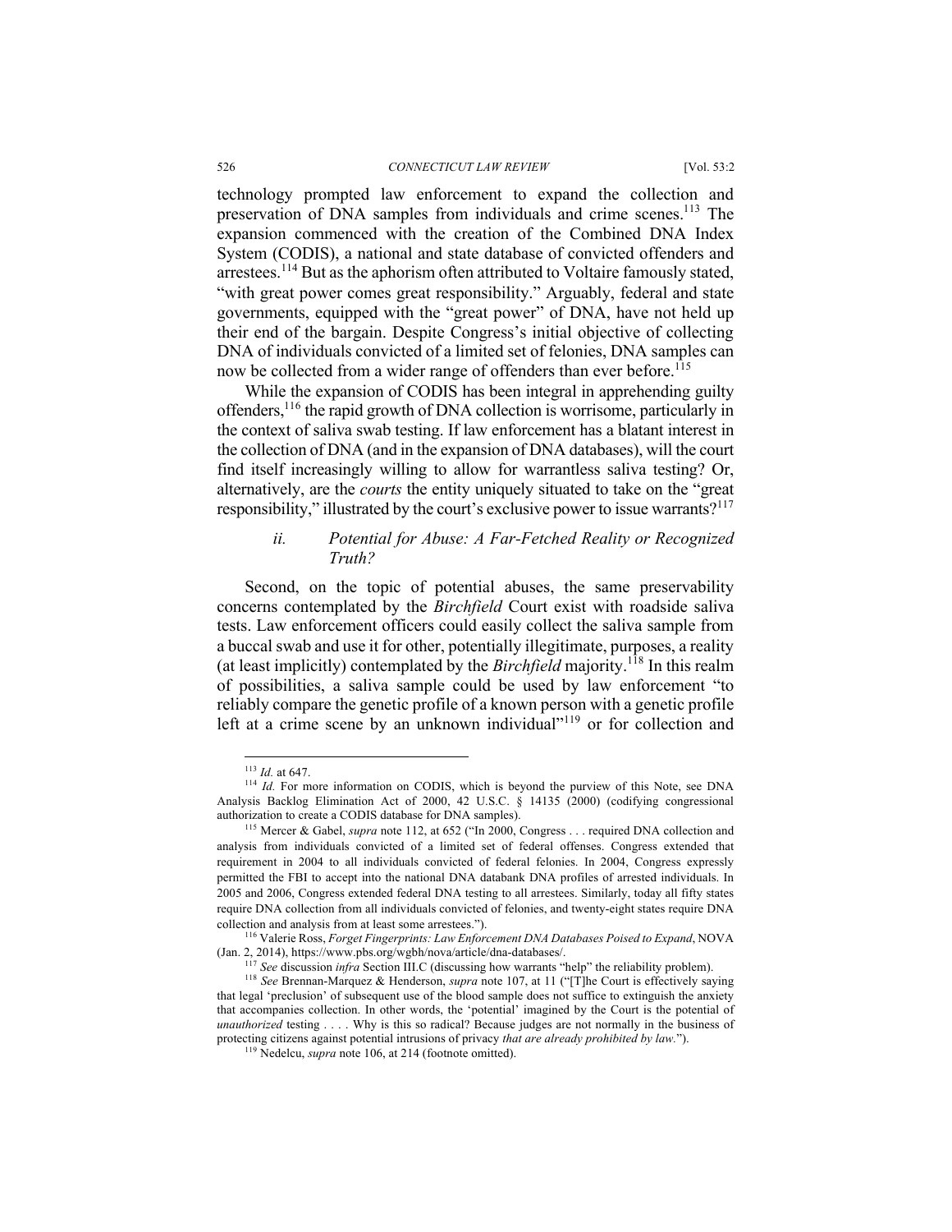technology prompted law enforcement to expand the collection and preservation of DNA samples from individuals and crime scenes.[113] The expansion commenced with the creation of the Combined DNA Index System (CODIS), a national and state database of convicted offenders and arrestees.[114] But as the aphorism often attributed to Voltaire famously stated, "with great power comes great responsibility." Arguably, federal and state governments, equipped with the "great power" of DNA, have not held up their end of the bargain. Despite Congress's initial objective of collecting DNA of individuals convicted of a limited set of felonies, DNA samples can now be collected from a wider range of offenders than ever before.[115]

While the expansion of CODIS has been integral in apprehending guilty offenders,[116] the rapid growth of DNA collection is worrisome, particularly in the context of saliva swab testing. If law enforcement has a blatant interest in the collection of DNA (and in the expansion of DNA databases), will the court find itself increasingly willing to allow for warrantless saliva testing? Or, alternatively, are the *courts* the entity uniquely situated to take on the "great responsibility," illustrated by the court's exclusive power to issue warrants?[117]

### *ii. Potential for Abuse: A Far-Fetched Reality or Recognized Truth?*

Second, on the topic of potential abuses, the same preservability concerns contemplated by the *Birchfield* Court exist with roadside saliva tests. Law enforcement officers could easily collect the saliva sample from a buccal swab and use it for other, potentially illegitimate, purposes, a reality (at least implicitly) contemplated by the *Birchfield* majority.[118] In this realm of possibilities, a saliva sample could be used by law enforcement "to reliably compare the genetic profile of a known person with a genetic profile left at a crime scene by an unknown individual"[119] or for collection and

---

[113] *Id.* at 647.

[114] *Id.* For more information on CODIS, which is beyond the purview of this Note, see DNA Analysis Backlog Elimination Act of 2000, 42 U.S.C. § 14135 (2000) (codifying congressional authorization to create a CODIS database for DNA samples).

[115] Mercer & Gabel, *supra* note 112, at 652 ("In 2000, Congress . . . required DNA collection and analysis from individuals convicted of a limited set of federal offenses. Congress extended that requirement in 2004 to all individuals convicted of federal felonies. In 2004, Congress expressly permitted the FBI to accept into the national DNA databank DNA profiles of arrested individuals. In 2005 and 2006, Congress extended federal DNA testing to all arrestees. Similarly, today all fifty states require DNA collection from all individuals convicted of felonies, and twenty-eight states require DNA collection and analysis from at least some arrestees.").

[116] Valerie Ross, *Forget Fingerprints: Law Enforcement DNA Databases Poised to Expand*, NOVA (Jan. 2, 2014), https://www.pbs.org/wgbh/nova/article/dna-databases/.

[117] *See* discussion *infra* Section III.C (discussing how warrants "help" the reliability problem).

[118] *See* Brennan-Marquez & Henderson, *supra* note 107, at 11 ("[T]he Court is effectively saying that legal 'preclusion' of subsequent use of the blood sample does not suffice to extinguish the anxiety that accompanies collection. In other words, the 'potential' imagined by the Court is the potential of *unauthorized* testing . . . . Why is this so radical? Because judges are not normally in the business of protecting citizens against potential intrusions of privacy *that are already prohibited by law*.").

[119] Nedelcu, *supra* note 106, at 214 (footnote omitted).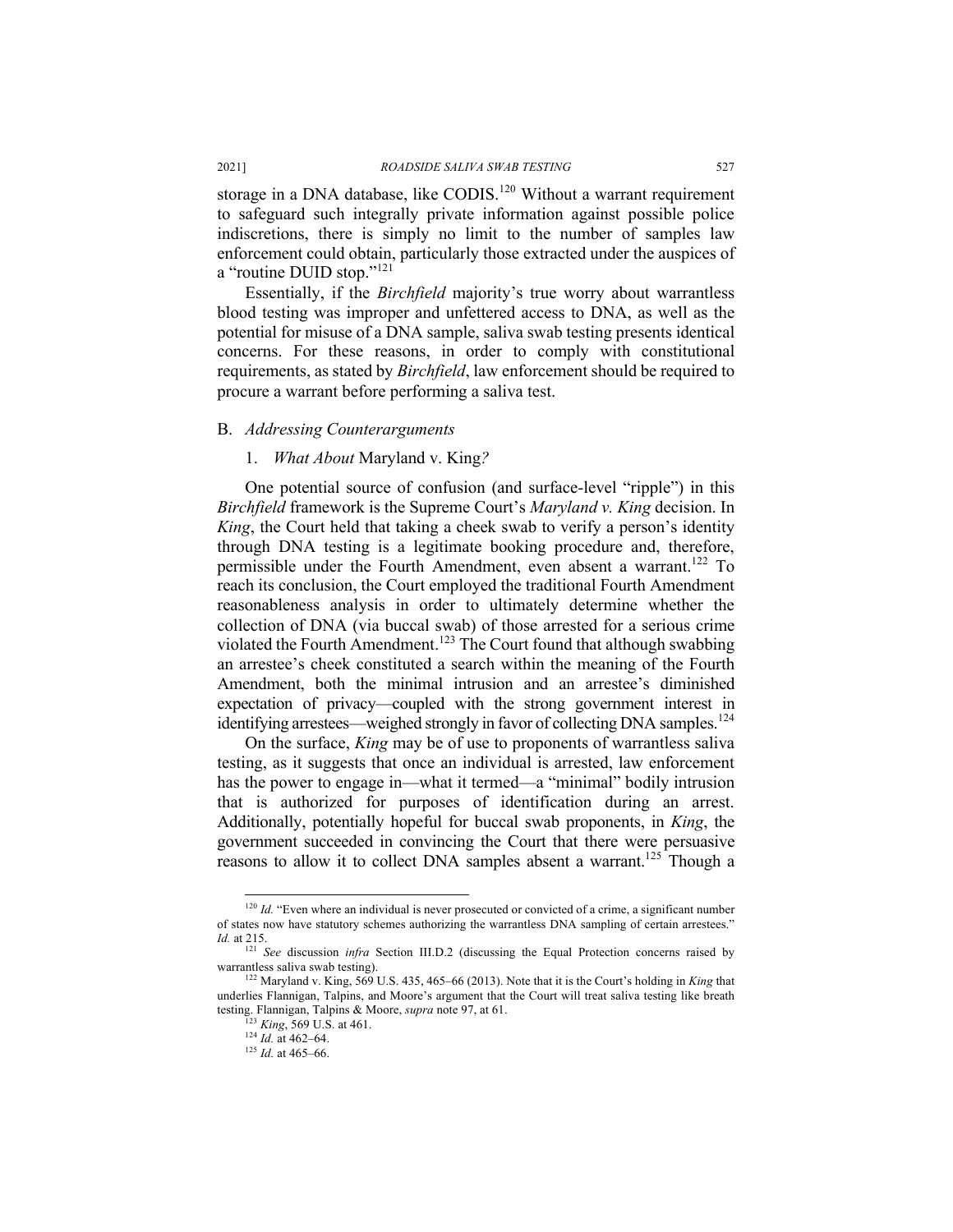storage in a DNA database, like CODIS.[120] Without a warrant requirement to safeguard such integrally private information against possible police indiscretions, there is simply no limit to the number of samples law enforcement could obtain, particularly those extracted under the auspices of a "routine DUID stop."[121]

Essentially, if the *Birchfield* majority's true worry about warrantless blood testing was improper and unfettered access to DNA, as well as the potential for misuse of a DNA sample, saliva swab testing presents identical concerns. For these reasons, in order to comply with constitutional requirements, as stated by *Birchfield*, law enforcement should be required to procure a warrant before performing a saliva test.

## B. *Addressing Counterarguments*

### 1. *What About* Maryland v. King*?*

One potential source of confusion (and surface-level "ripple") in this *Birchfield* framework is the Supreme Court's *Maryland v. King* decision. In *King*, the Court held that taking a cheek swab to verify a person's identity through DNA testing is a legitimate booking procedure and, therefore, permissible under the Fourth Amendment, even absent a warrant.[122] To reach its conclusion, the Court employed the traditional Fourth Amendment reasonableness analysis in order to ultimately determine whether the collection of DNA (via buccal swab) of those arrested for a serious crime violated the Fourth Amendment.[123] The Court found that although swabbing an arrestee's cheek constituted a search within the meaning of the Fourth Amendment, both the minimal intrusion and an arrestee's diminished expectation of privacy—coupled with the strong government interest in identifying arrestees—weighed strongly in favor of collecting DNA samples.[124]

On the surface, *King* may be of use to proponents of warrantless saliva testing, as it suggests that once an individual is arrested, law enforcement has the power to engage in—what it termed—a "minimal" bodily intrusion that is authorized for purposes of identification during an arrest. Additionally, potentially hopeful for buccal swab proponents, in *King*, the government succeeded in convincing the Court that there were persuasive reasons to allow it to collect DNA samples absent a warrant.[125] Though a

---

[120] *Id.* "Even where an individual is never prosecuted or convicted of a crime, a significant number of states now have statutory schemes authorizing the warrantless DNA sampling of certain arrestees." *Id.* at 215.

[121] *See* discussion *infra* Section III.D.2 (discussing the Equal Protection concerns raised by warrantless saliva swab testing).

[122] Maryland v. King, 569 U.S. 435, 465–66 (2013). Note that it is the Court's holding in *King* that underlies Flannigan, Talpins, and Moore's argument that the Court will treat saliva testing like breath testing. Flannigan, Talpins & Moore, *supra* note 97, at 61.

[123] *King*, 569 U.S. at 461.

[124] *Id.* at 462–64.

[125] *Id.* at 465–66.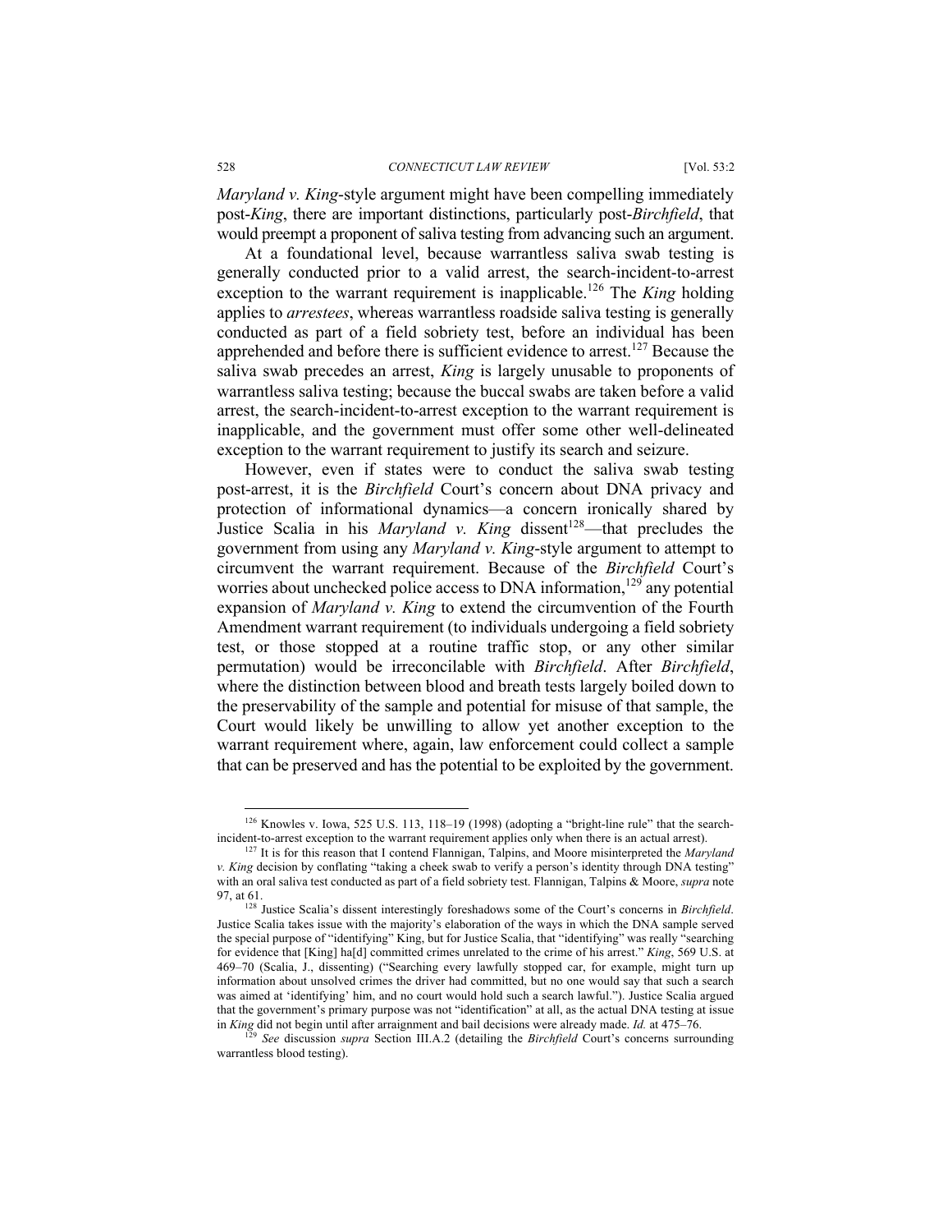*Maryland v. King*-style argument might have been compelling immediately post-*King*, there are important distinctions, particularly post-*Birchfield*, that would preempt a proponent of saliva testing from advancing such an argument.

At a foundational level, because warrantless saliva swab testing is generally conducted prior to a valid arrest, the search-incident-to-arrest exception to the warrant requirement is inapplicable.[126] The *King* holding applies to *arrestees*, whereas warrantless roadside saliva testing is generally conducted as part of a field sobriety test, before an individual has been apprehended and before there is sufficient evidence to arrest.[127] Because the saliva swab precedes an arrest, *King* is largely unusable to proponents of warrantless saliva testing; because the buccal swabs are taken before a valid arrest, the search-incident-to-arrest exception to the warrant requirement is inapplicable, and the government must offer some other well-delineated exception to the warrant requirement to justify its search and seizure.

However, even if states were to conduct the saliva swab testing post-arrest, it is the *Birchfield* Court's concern about DNA privacy and protection of informational dynamics—a concern ironically shared by Justice Scalia in his *Maryland v. King* dissent[128]—that precludes the government from using any *Maryland v. King*-style argument to attempt to circumvent the warrant requirement. Because of the *Birchfield* Court's worries about unchecked police access to DNA information,[129] any potential expansion of *Maryland v. King* to extend the circumvention of the Fourth Amendment warrant requirement (to individuals undergoing a field sobriety test, or those stopped at a routine traffic stop, or any other similar permutation) would be irreconcilable with *Birchfield*. After *Birchfield*, where the distinction between blood and breath tests largely boiled down to the preservability of the sample and potential for misuse of that sample, the Court would likely be unwilling to allow yet another exception to the warrant requirement where, again, law enforcement could collect a sample that can be preserved and has the potential to be exploited by the government.

---

[126] Knowles v. Iowa, 525 U.S. 113, 118–19 (1998) (adopting a "bright-line rule" that the search-incident-to-arrest exception to the warrant requirement applies only when there is an actual arrest).

[127] It is for this reason that I contend Flannigan, Talpins, and Moore misinterpreted the *Maryland v. King* decision by conflating "taking a cheek swab to verify a person's identity through DNA testing" with an oral saliva test conducted as part of a field sobriety test. Flannigan, Talpins & Moore, *supra* note 97, at 61.

[128] Justice Scalia's dissent interestingly foreshadows some of the Court's concerns in *Birchfield*. Justice Scalia takes issue with the majority's elaboration of the ways in which the DNA sample served the special purpose of "identifying" King, but for Justice Scalia, that "identifying" was really "searching for evidence that [King] ha[d] committed crimes unrelated to the crime of his arrest." *King*, 569 U.S. at 469–70 (Scalia, J., dissenting) ("Searching every lawfully stopped car, for example, might turn up information about unsolved crimes the driver had committed, but no one would say that such a search was aimed at 'identifying' him, and no court would hold such a search lawful."). Justice Scalia argued that the government's primary purpose was not "identification" at all, as the actual DNA testing at issue in *King* did not begin until after arraignment and bail decisions were already made. *Id.* at 475–76.

[129] *See* discussion *supra* Section III.A.2 (detailing the *Birchfield* Court's concerns surrounding warrantless blood testing).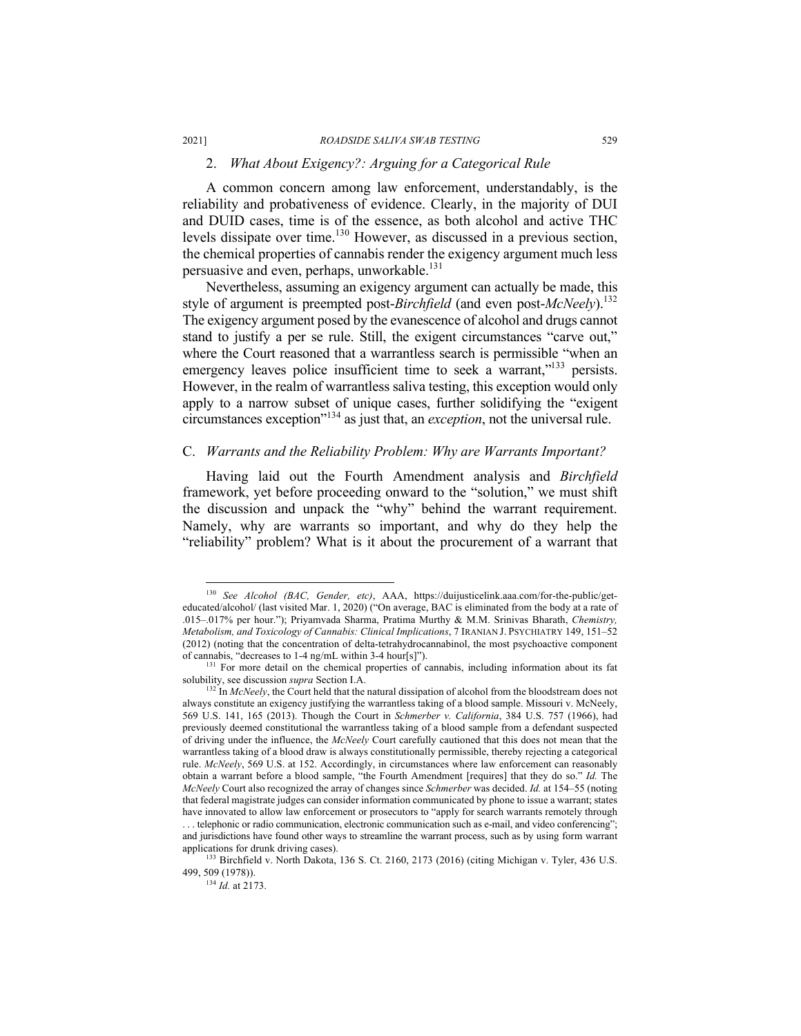### 2. *What About Exigency?: Arguing for a Categorical Rule*

A common concern among law enforcement, understandably, is the reliability and probativeness of evidence. Clearly, in the majority of DUI and DUID cases, time is of the essence, as both alcohol and active THC levels dissipate over time.[130] However, as discussed in a previous section, the chemical properties of cannabis render the exigency argument much less persuasive and even, perhaps, unworkable.[131]

Nevertheless, assuming an exigency argument can actually be made, this style of argument is preempted post-*Birchfield* (and even post-*McNeely*).[132] The exigency argument posed by the evanescence of alcohol and drugs cannot stand to justify a per se rule. Still, the exigent circumstances "carve out," where the Court reasoned that a warrantless search is permissible "when an emergency leaves police insufficient time to seek a warrant,"[133] persists. However, in the realm of warrantless saliva testing, this exception would only apply to a narrow subset of unique cases, further solidifying the "exigent circumstances exception"[134] as just that, an *exception*, not the universal rule.

## C. *Warrants and the Reliability Problem: Why are Warrants Important?*

Having laid out the Fourth Amendment analysis and *Birchfield* framework, yet before proceeding onward to the "solution," we must shift the discussion and unpack the "why" behind the warrant requirement. Namely, why are warrants so important, and why do they help the "reliability" problem? What is it about the procurement of a warrant that

---

[130] *See Alcohol (BAC, Gender, etc)*, AAA, https://duijusticelink.aaa.com/for-the-public/get-educated/alcohol/ (last visited Mar. 1, 2020) ("On average, BAC is eliminated from the body at a rate of .015–.017% per hour."); Priyamvada Sharma, Pratima Murthy & M.M. Srinivas Bharath, *Chemistry, Metabolism, and Toxicology of Cannabis: Clinical Implications*, 7 IRANIAN J. PSYCHIATRY 149, 151–52 (2012) (noting that the concentration of delta-tetrahydrocannabinol, the most psychoactive component of cannabis, "decreases to 1-4 ng/mL within 3-4 hour[s]").

[131] For more detail on the chemical properties of cannabis, including information about its fat solubility, see discussion *supra* Section I.A.

[132] In *McNeely*, the Court held that the natural dissipation of alcohol from the bloodstream does not always constitute an exigency justifying the warrantless taking of a blood sample. Missouri v. McNeely, 569 U.S. 141, 165 (2013). Though the Court in *Schmerber v. California*, 384 U.S. 757 (1966), had previously deemed constitutional the warrantless taking of a blood sample from a defendant suspected of driving under the influence, the *McNeely* Court carefully cautioned that this does not mean that the warrantless taking of a blood draw is always constitutionally permissible, thereby rejecting a categorical rule. *McNeely*, 569 U.S. at 152. Accordingly, in circumstances where law enforcement can reasonably obtain a warrant before a blood sample, "the Fourth Amendment [requires] that they do so." *Id.* The *McNeely* Court also recognized the array of changes since *Schmerber* was decided. *Id.* at 154–55 (noting that federal magistrate judges can consider information communicated by phone to issue a warrant; states have innovated to allow law enforcement or prosecutors to "apply for search warrants remotely through . . . telephonic or radio communication, electronic communication such as e-mail, and video conferencing"; and jurisdictions have found other ways to streamline the warrant process, such as by using form warrant applications for drunk driving cases).

[133] Birchfield v. North Dakota, 136 S. Ct. 2160, 2173 (2016) (citing Michigan v. Tyler, 436 U.S. 499, 509 (1978)).

[134] *Id.* at 2173.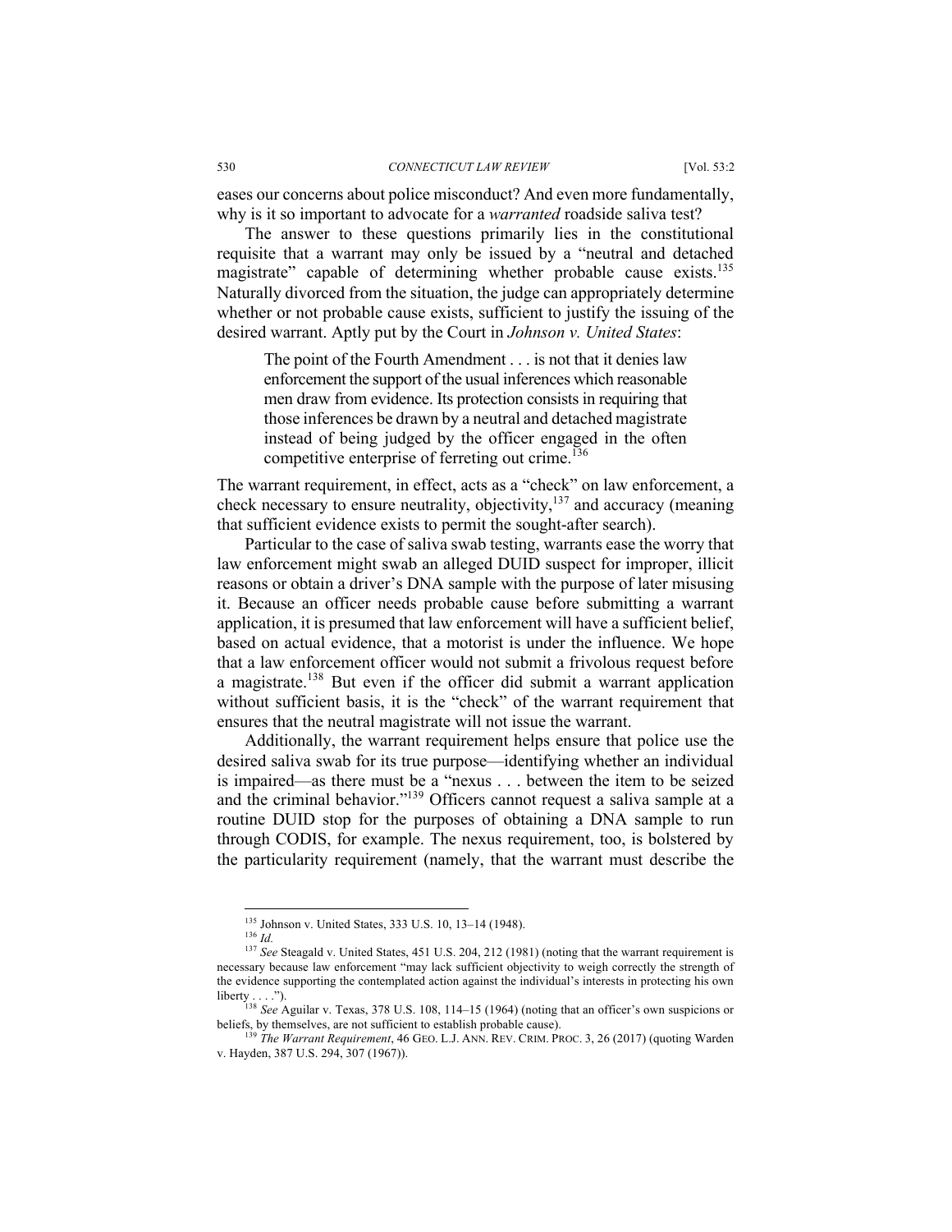eases our concerns about police misconduct? And even more fundamentally, why is it so important to advocate for a *warranted* roadside saliva test?

The answer to these questions primarily lies in the constitutional requisite that a warrant may only be issued by a "neutral and detached magistrate" capable of determining whether probable cause exists.[135] Naturally divorced from the situation, the judge can appropriately determine whether or not probable cause exists, sufficient to justify the issuing of the desired warrant. Aptly put by the Court in *Johnson v. United States*:

> The point of the Fourth Amendment . . . is not that it denies law enforcement the support of the usual inferences which reasonable men draw from evidence. Its protection consists in requiring that those inferences be drawn by a neutral and detached magistrate instead of being judged by the officer engaged in the often competitive enterprise of ferreting out crime.[136]

The warrant requirement, in effect, acts as a "check" on law enforcement, a check necessary to ensure neutrality, objectivity,[137] and accuracy (meaning that sufficient evidence exists to permit the sought-after search).

Particular to the case of saliva swab testing, warrants ease the worry that law enforcement might swab an alleged DUID suspect for improper, illicit reasons or obtain a driver's DNA sample with the purpose of later misusing it. Because an officer needs probable cause before submitting a warrant application, it is presumed that law enforcement will have a sufficient belief, based on actual evidence, that a motorist is under the influence. We hope that a law enforcement officer would not submit a frivolous request before a magistrate.[138] But even if the officer did submit a warrant application without sufficient basis, it is the "check" of the warrant requirement that ensures that the neutral magistrate will not issue the warrant.

Additionally, the warrant requirement helps ensure that police use the desired saliva swab for its true purpose—identifying whether an individual is impaired—as there must be a "nexus . . . between the item to be seized and the criminal behavior."[139] Officers cannot request a saliva sample at a routine DUID stop for the purposes of obtaining a DNA sample to run through CODIS, for example. The nexus requirement, too, is bolstered by the particularity requirement (namely, that the warrant must describe the

---

[135] Johnson v. United States, 333 U.S. 10, 13–14 (1948).

[136] *Id.*

[137] *See* Steagald v. United States, 451 U.S. 204, 212 (1981) (noting that the warrant requirement is necessary because law enforcement "may lack sufficient objectivity to weigh correctly the strength of the evidence supporting the contemplated action against the individual's interests in protecting his own liberty . . . .").

[138] *See* Aguilar v. Texas, 378 U.S. 108, 114–15 (1964) (noting that an officer's own suspicions or beliefs, by themselves, are not sufficient to establish probable cause).

[139] *The Warrant Requirement*, 46 GEO. L.J. ANN. REV. CRIM. PROC. 3, 26 (2017) (quoting Warden v. Hayden, 387 U.S. 294, 307 (1967)).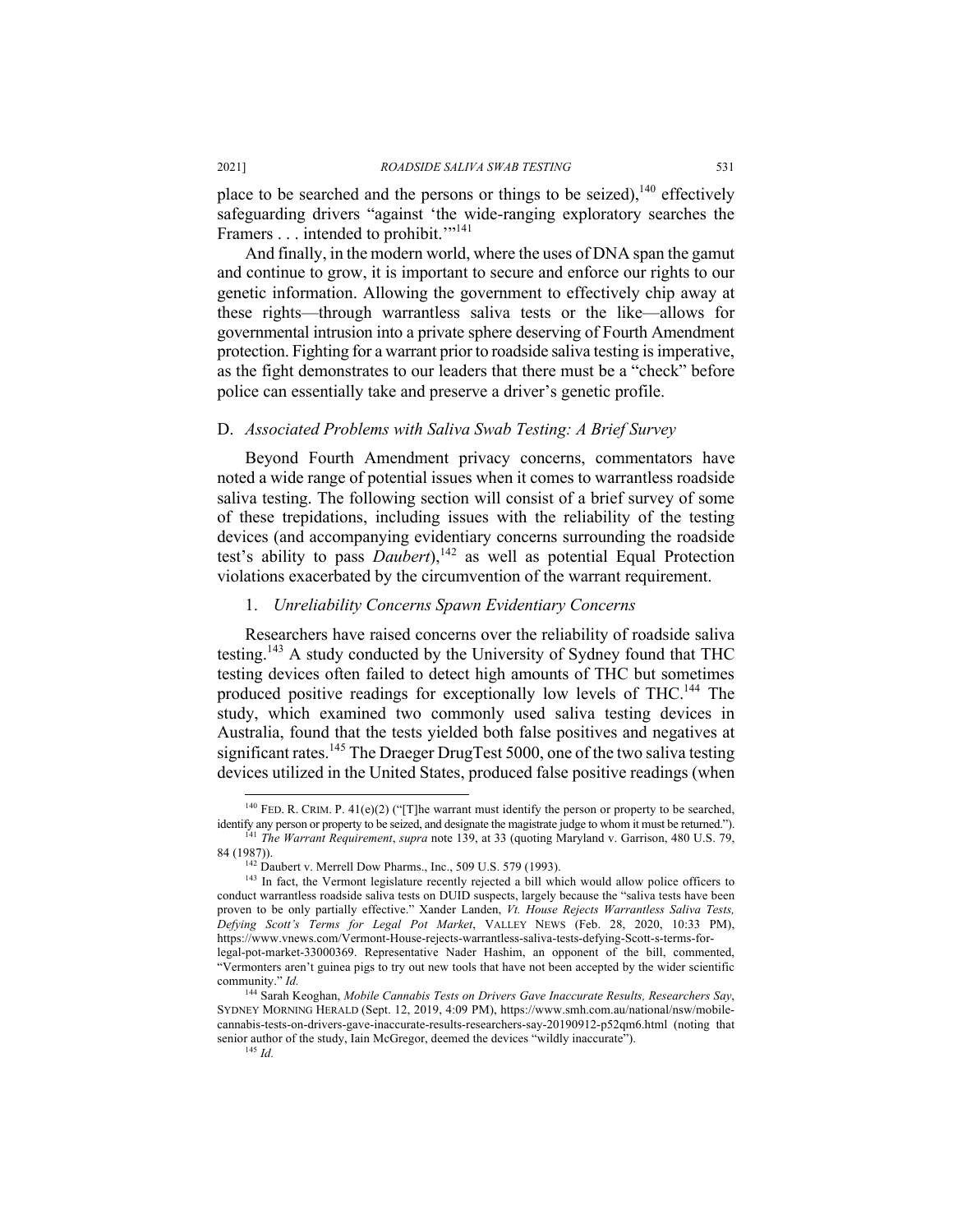place to be searched and the persons or things to be seized),[140] effectively safeguarding drivers "against 'the wide-ranging exploratory searches the Framers . . . intended to prohibit.'"[141]

And finally, in the modern world, where the uses of DNA span the gamut and continue to grow, it is important to secure and enforce our rights to our genetic information. Allowing the government to effectively chip away at these rights—through warrantless saliva tests or the like—allows for governmental intrusion into a private sphere deserving of Fourth Amendment protection. Fighting for a warrant prior to roadside saliva testing is imperative, as the fight demonstrates to our leaders that there must be a "check" before police can essentially take and preserve a driver's genetic profile.

### D. *Associated Problems with Saliva Swab Testing: A Brief Survey*

Beyond Fourth Amendment privacy concerns, commentators have noted a wide range of potential issues when it comes to warrantless roadside saliva testing. The following section will consist of a brief survey of some of these trepidations, including issues with the reliability of the testing devices (and accompanying evidentiary concerns surrounding the roadside test's ability to pass *Daubert*),[142] as well as potential Equal Protection violations exacerbated by the circumvention of the warrant requirement.

#### 1. *Unreliability Concerns Spawn Evidentiary Concerns*

Researchers have raised concerns over the reliability of roadside saliva testing.[143] A study conducted by the University of Sydney found that THC testing devices often failed to detect high amounts of THC but sometimes produced positive readings for exceptionally low levels of THC.[144] The study, which examined two commonly used saliva testing devices in Australia, found that the tests yielded both false positives and negatives at significant rates.[145] The Draeger DrugTest 5000, one of the two saliva testing devices utilized in the United States, produced false positive readings (when

---

[140] FED. R. CRIM. P. 41(e)(2) ("[T]he warrant must identify the person or property to be searched, identify any person or property to be seized, and designate the magistrate judge to whom it must be returned.").

[141] *The Warrant Requirement*, *supra* note 139, at 33 (quoting Maryland v. Garrison, 480 U.S. 79, 84 (1987)).

[142] Daubert v. Merrell Dow Pharms., Inc., 509 U.S. 579 (1993).

[143] In fact, the Vermont legislature recently rejected a bill which would allow police officers to conduct warrantless roadside saliva tests on DUID suspects, largely because the "saliva tests have been proven to be only partially effective." Xander Landen, *Vt. House Rejects Warrantless Saliva Tests, Defying Scott's Terms for Legal Pot Market*, VALLEY NEWS (Feb. 28, 2020, 10:33 PM), https://www.vnews.com/Vermont-House-rejects-warrantless-saliva-tests-defying-Scott-s-terms-for-legal-pot-market-33000369. Representative Nader Hashim, an opponent of the bill, commented, "Vermonters aren't guinea pigs to try out new tools that have not been accepted by the wider scientific community." *Id.*

[144] Sarah Keoghan, *Mobile Cannabis Tests on Drivers Gave Inaccurate Results, Researchers Say*, SYDNEY MORNING HERALD (Sept. 12, 2019, 4:09 PM), https://www.smh.com.au/national/nsw/mobile-cannabis-tests-on-drivers-gave-inaccurate-results-researchers-say-20190912-p52qm6.html (noting that senior author of the study, Iain McGregor, deemed the devices "wildly inaccurate").

[145] *Id.*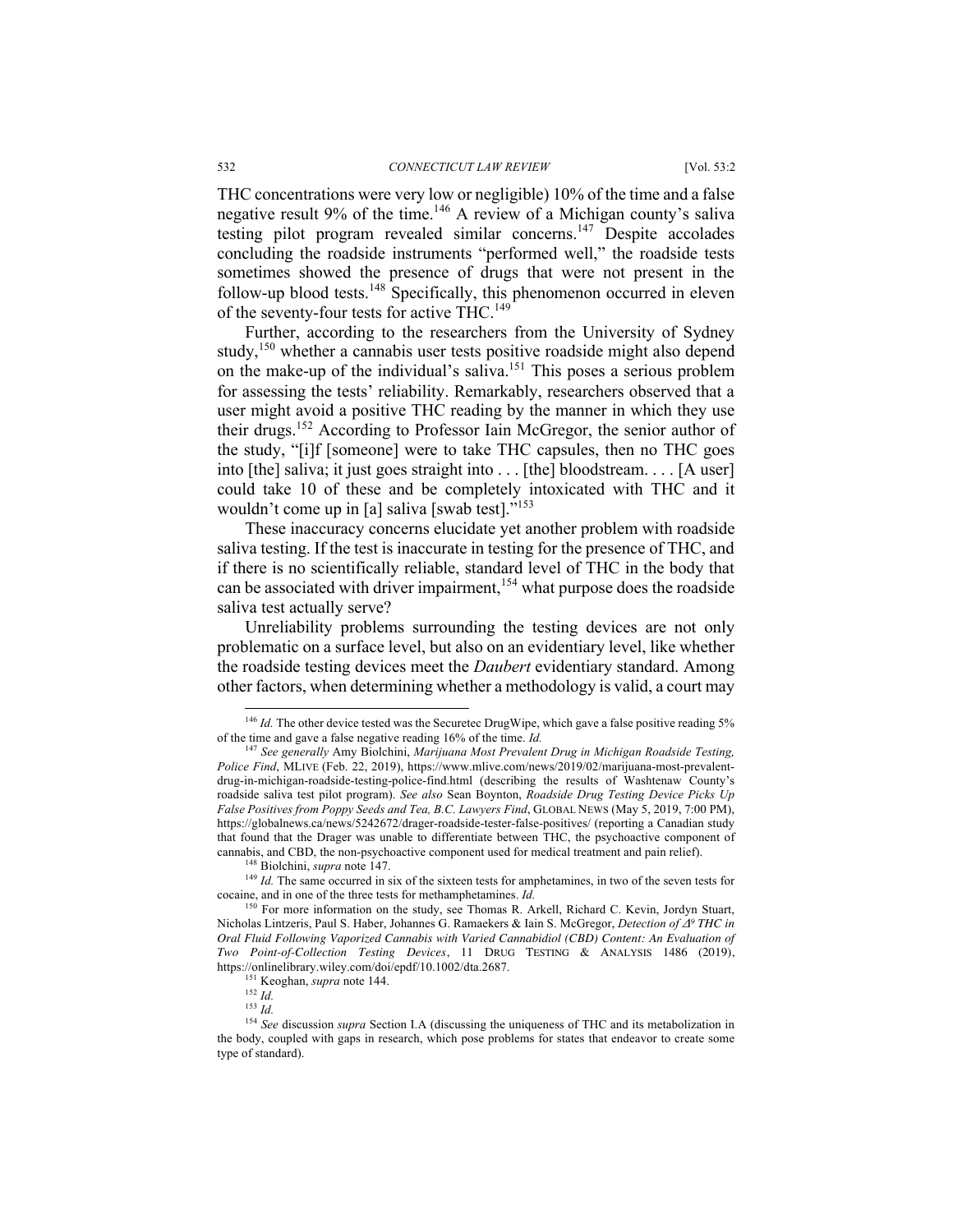THC concentrations were very low or negligible) 10% of the time and a false negative result 9% of the time.[146] A review of a Michigan county's saliva testing pilot program revealed similar concerns.[147] Despite accolades concluding the roadside instruments "performed well," the roadside tests sometimes showed the presence of drugs that were not present in the follow-up blood tests.[148] Specifically, this phenomenon occurred in eleven of the seventy-four tests for active THC.[149]

Further, according to the researchers from the University of Sydney study,[150] whether a cannabis user tests positive roadside might also depend on the make-up of the individual's saliva.[151] This poses a serious problem for assessing the tests' reliability. Remarkably, researchers observed that a user might avoid a positive THC reading by the manner in which they use their drugs.[152] According to Professor Iain McGregor, the senior author of the study, "[i]f [someone] were to take THC capsules, then no THC goes into [the] saliva; it just goes straight into . . . [the] bloodstream. . . . [A user] could take 10 of these and be completely intoxicated with THC and it wouldn't come up in [a] saliva [swab test]."[153]

These inaccuracy concerns elucidate yet another problem with roadside saliva testing. If the test is inaccurate in testing for the presence of THC, and if there is no scientifically reliable, standard level of THC in the body that can be associated with driver impairment,[154] what purpose does the roadside saliva test actually serve?

Unreliability problems surrounding the testing devices are not only problematic on a surface level, but also on an evidentiary level, like whether the roadside testing devices meet the *Daubert* evidentiary standard. Among other factors, when determining whether a methodology is valid, a court may

---

[146] *Id.* The other device tested was the Securetec DrugWipe, which gave a false positive reading 5% of the time and gave a false negative reading 16% of the time. *Id.*

[147] *See generally* Amy Biolchini, *Marijuana Most Prevalent Drug in Michigan Roadside Testing, Police Find*, MLIVE (Feb. 22, 2019), https://www.mlive.com/news/2019/02/marijuana-most-prevalent-drug-in-michigan-roadside-testing-police-find.html (describing the results of Washtenaw County's roadside saliva test pilot program). *See also* Sean Boynton, *Roadside Drug Testing Device Picks Up False Positives from Poppy Seeds and Tea, B.C. Lawyers Find*, GLOBAL NEWS (May 5, 2019, 7:00 PM), https://globalnews.ca/news/5242672/drager-roadside-tester-false-positives/ (reporting a Canadian study that found that the Drager was unable to differentiate between THC, the psychoactive component of cannabis, and CBD, the non-psychoactive component used for medical treatment and pain relief).

[148] Biolchini, *supra* note 147.

[149] *Id.* The same occurred in six of the sixteen tests for amphetamines, in two of the seven tests for cocaine, and in one of the three tests for methamphetamines. *Id.*

[150] For more information on the study, see Thomas R. Arkell, Richard C. Kevin, Jordyn Stuart, Nicholas Lintzeris, Paul S. Haber, Johannes G. Ramaekers & Iain S. McGregor, *Detection of $\Delta^9$ THC in Oral Fluid Following Vaporized Cannabis with Varied Cannabidiol (CBD) Content: An Evaluation of Two Point-of-Collection Testing Devices*, 11 DRUG TESTING & ANALYSIS 1486 (2019), https://onlinelibrary.wiley.com/doi/epdf/10.1002/dta.2687.

[151] Keoghan, *supra* note 144.

[152] *Id.*

[153] *Id.*

[154] *See* discussion *supra* Section I.A (discussing the uniqueness of THC and its metabolization in the body, coupled with gaps in research, which pose problems for states that endeavor to create some type of standard).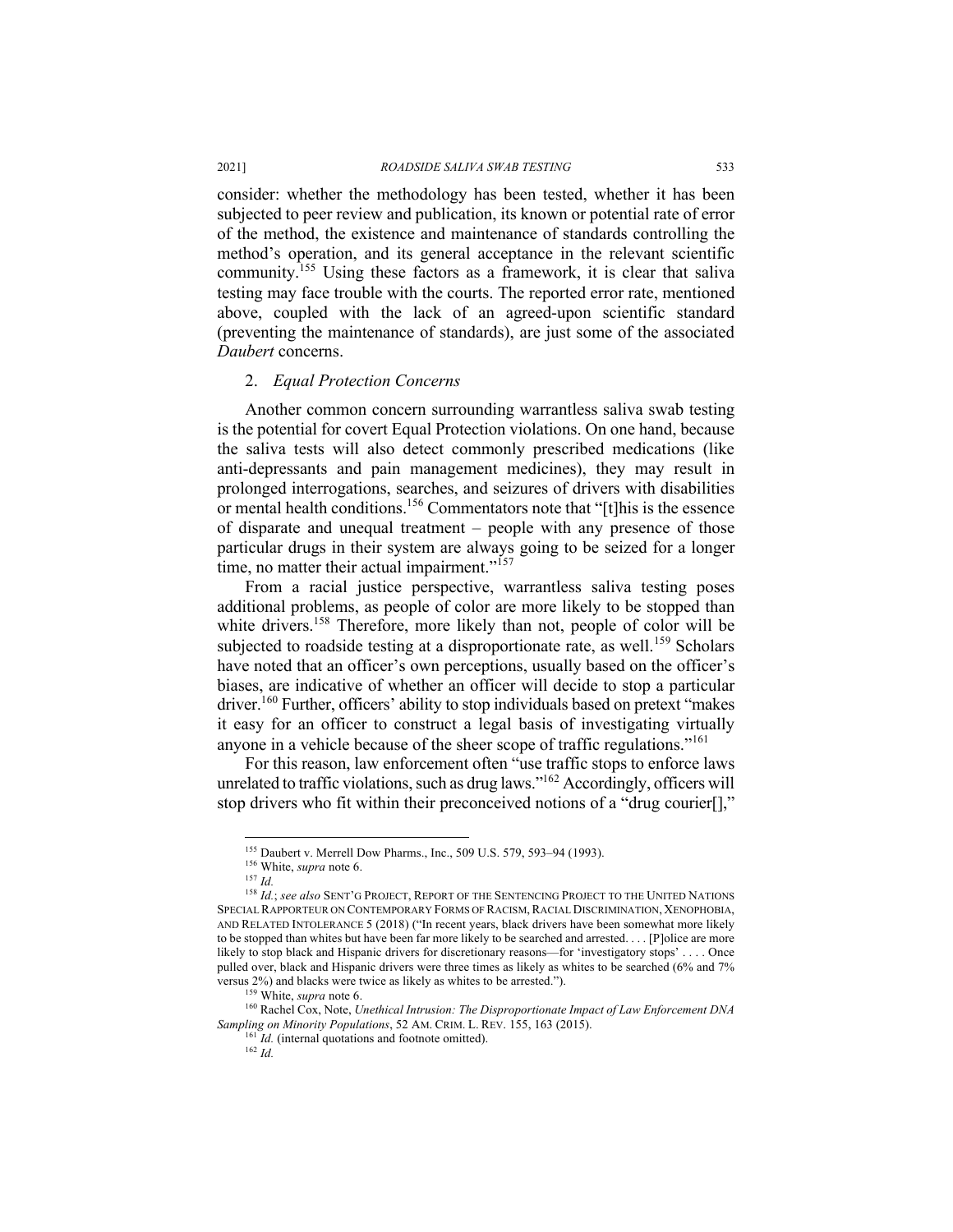consider: whether the methodology has been tested, whether it has been subjected to peer review and publication, its known or potential rate of error of the method, the existence and maintenance of standards controlling the method's operation, and its general acceptance in the relevant scientific community.[155] Using these factors as a framework, it is clear that saliva testing may face trouble with the courts. The reported error rate, mentioned above, coupled with the lack of an agreed-upon scientific standard (preventing the maintenance of standards), are just some of the associated *Daubert* concerns.

### 2. *Equal Protection Concerns*

Another common concern surrounding warrantless saliva swab testing is the potential for covert Equal Protection violations. On one hand, because the saliva tests will also detect commonly prescribed medications (like anti-depressants and pain management medicines), they may result in prolonged interrogations, searches, and seizures of drivers with disabilities or mental health conditions.[156] Commentators note that "[t]his is the essence of disparate and unequal treatment – people with any presence of those particular drugs in their system are always going to be seized for a longer time, no matter their actual impairment."[157]

From a racial justice perspective, warrantless saliva testing poses additional problems, as people of color are more likely to be stopped than white drivers.[158] Therefore, more likely than not, people of color will be subjected to roadside testing at a disproportionate rate, as well.[159] Scholars have noted that an officer's own perceptions, usually based on the officer's biases, are indicative of whether an officer will decide to stop a particular driver.[160] Further, officers' ability to stop individuals based on pretext "makes it easy for an officer to construct a legal basis of investigating virtually anyone in a vehicle because of the sheer scope of traffic regulations."[161]

For this reason, law enforcement often "use traffic stops to enforce laws unrelated to traffic violations, such as drug laws."[162] Accordingly, officers will stop drivers who fit within their preconceived notions of a "drug courier[],"

---

[155] Daubert v. Merrell Dow Pharms., Inc., 509 U.S. 579, 593–94 (1993).

[156] White, *supra* note 6.

[157] *Id.*

[158] *Id.*; *see also* SENT'G PROJECT, REPORT OF THE SENTENCING PROJECT TO THE UNITED NATIONS SPECIAL RAPPORTEUR ON CONTEMPORARY FORMS OF RACISM, RACIAL DISCRIMINATION, XENOPHOBIA, AND RELATED INTOLERANCE 5 (2018) ("In recent years, black drivers have been somewhat more likely to be stopped than whites but have been far more likely to be searched and arrested. . . . [P]olice are more likely to stop black and Hispanic drivers for discretionary reasons—for 'investigatory stops' . . . . Once pulled over, black and Hispanic drivers were three times as likely as whites to be searched (6% and 7% versus 2%) and blacks were twice as likely as whites to be arrested.").

[159] White, *supra* note 6.

[160] Rachel Cox, Note, *Unethical Intrusion: The Disproportionate Impact of Law Enforcement DNA Sampling on Minority Populations*, 52 AM. CRIM. L. REV. 155, 163 (2015).

[161] *Id.* (internal quotations and footnote omitted).

[162] *Id.*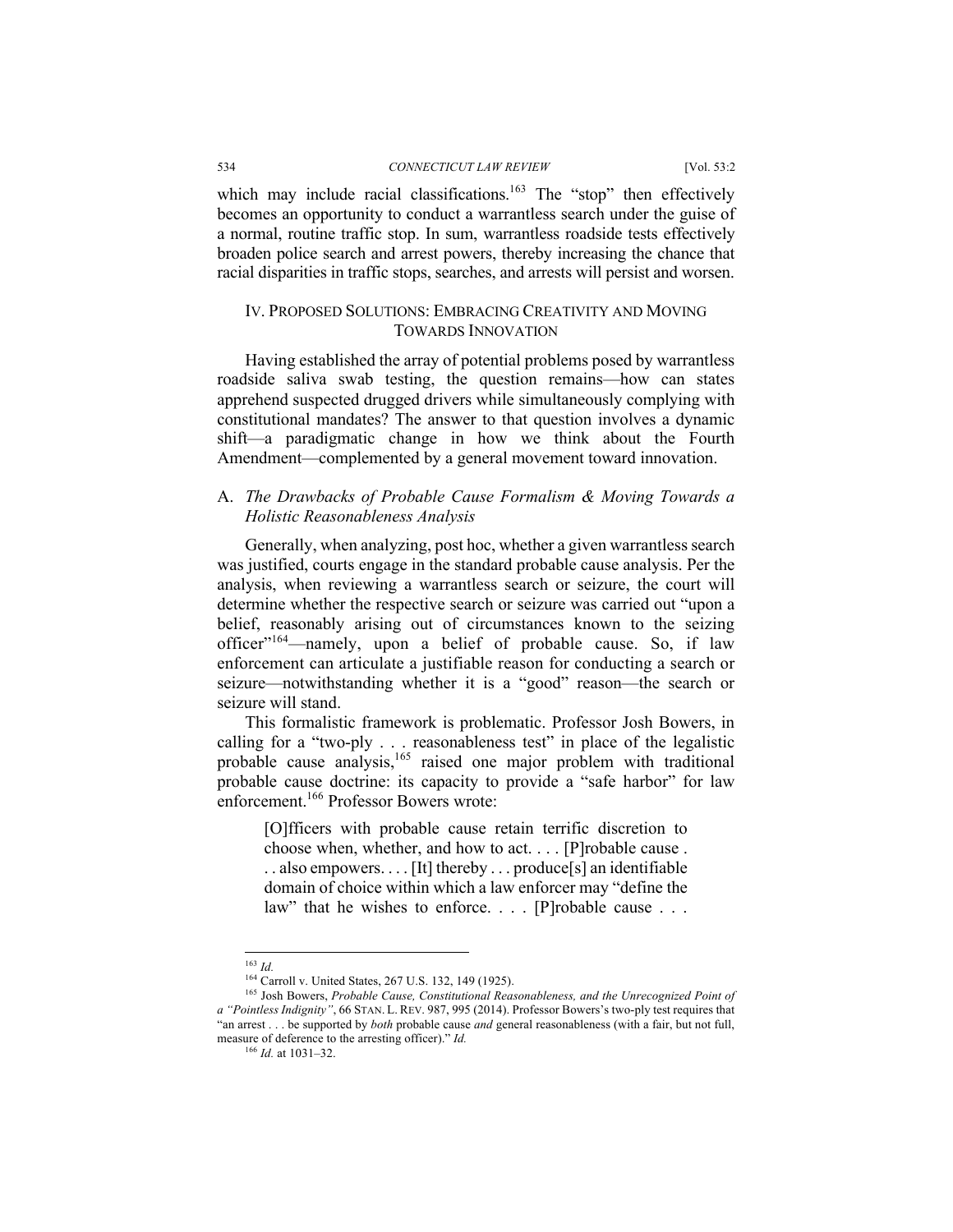which may include racial classifications.[163] The "stop" then effectively becomes an opportunity to conduct a warrantless search under the guise of a normal, routine traffic stop. In sum, warrantless roadside tests effectively broaden police search and arrest powers, thereby increasing the chance that racial disparities in traffic stops, searches, and arrests will persist and worsen.

## IV. PROPOSED SOLUTIONS: EMBRACING CREATIVITY AND MOVING TOWARDS INNOVATION

Having established the array of potential problems posed by warrantless roadside saliva swab testing, the question remains—how can states apprehend suspected drugged drivers while simultaneously complying with constitutional mandates? The answer to that question involves a dynamic shift—a paradigmatic change in how we think about the Fourth Amendment—complemented by a general movement toward innovation.

### A. *The Drawbacks of Probable Cause Formalism & Moving Towards a Holistic Reasonableness Analysis*

Generally, when analyzing, post hoc, whether a given warrantless search was justified, courts engage in the standard probable cause analysis. Per the analysis, when reviewing a warrantless search or seizure, the court will determine whether the respective search or seizure was carried out "upon a belief, reasonably arising out of circumstances known to the seizing officer"[164]—namely, upon a belief of probable cause. So, if law enforcement can articulate a justifiable reason for conducting a search or seizure—notwithstanding whether it is a "good" reason—the search or seizure will stand.

This formalistic framework is problematic. Professor Josh Bowers, in calling for a "two-ply . . . reasonableness test" in place of the legalistic probable cause analysis,[165] raised one major problem with traditional probable cause doctrine: its capacity to provide a "safe harbor" for law enforcement.[166] Professor Bowers wrote:

> [O]fficers with probable cause retain terrific discretion to choose when, whether, and how to act. . . . [P]robable cause . . . also empowers. . . . [It] thereby . . . produce[s] an identifiable domain of choice within which a law enforcer may "define the law" that he wishes to enforce. . . . [P]robable cause . . .

---

[163] *Id.*

[164] Carroll v. United States, 267 U.S. 132, 149 (1925).

[165] Josh Bowers, *Probable Cause, Constitutional Reasonableness, and the Unrecognized Point of a "Pointless Indignity"*, 66 STAN. L. REV. 987, 995 (2014). Professor Bowers's two-ply test requires that "an arrest . . . be supported by *both* probable cause *and* general reasonableness (with a fair, but not full, measure of deference to the arresting officer)." *Id.*

[166] *Id.* at 1031–32.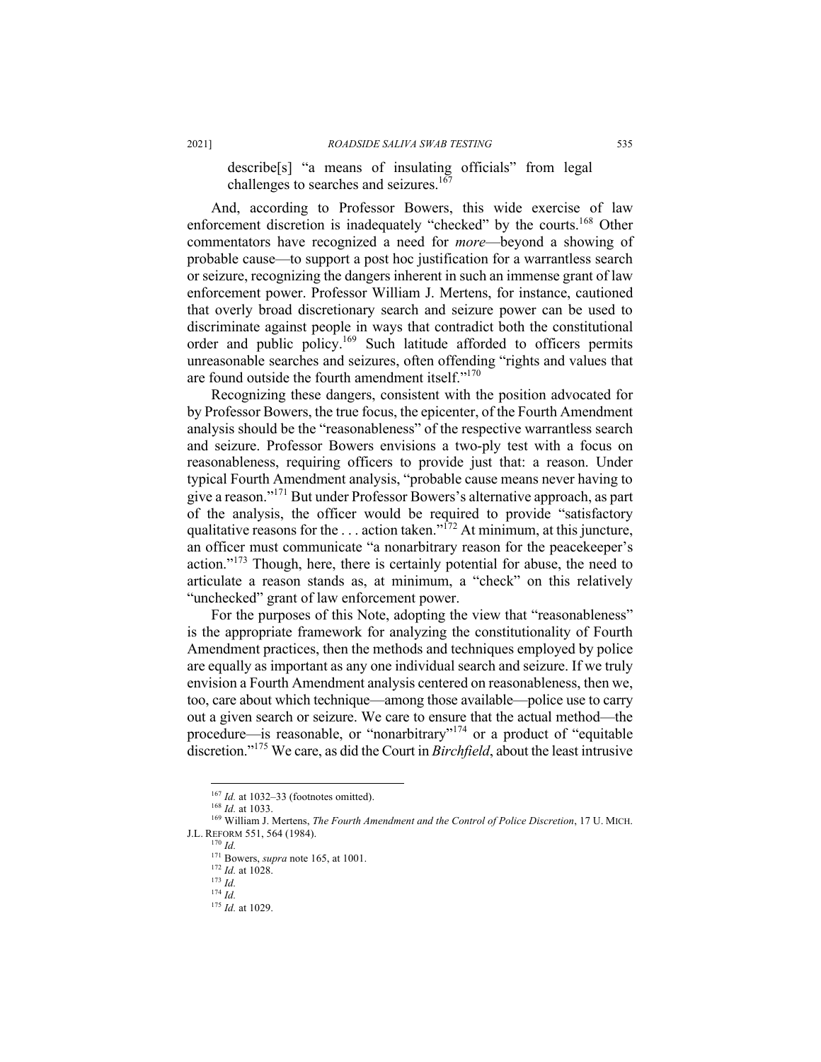> describe[s] "a means of insulating officials" from legal challenges to searches and seizures.[167]

And, according to Professor Bowers, this wide exercise of law enforcement discretion is inadequately "checked" by the courts.[168] Other commentators have recognized a need for *more*—beyond a showing of probable cause—to support a post hoc justification for a warrantless search or seizure, recognizing the dangers inherent in such an immense grant of law enforcement power. Professor William J. Mertens, for instance, cautioned that overly broad discretionary search and seizure power can be used to discriminate against people in ways that contradict both the constitutional order and public policy.[169] Such latitude afforded to officers permits unreasonable searches and seizures, often offending "rights and values that are found outside the fourth amendment itself."[170]

Recognizing these dangers, consistent with the position advocated for by Professor Bowers, the true focus, the epicenter, of the Fourth Amendment analysis should be the "reasonableness" of the respective warrantless search and seizure. Professor Bowers envisions a two-ply test with a focus on reasonableness, requiring officers to provide just that: a reason. Under typical Fourth Amendment analysis, "probable cause means never having to give a reason."[171] But under Professor Bowers's alternative approach, as part of the analysis, the officer would be required to provide "satisfactory qualitative reasons for the . . . action taken."[172] At minimum, at this juncture, an officer must communicate "a nonarbitrary reason for the peacekeeper's action."[173] Though, here, there is certainly potential for abuse, the need to articulate a reason stands as, at minimum, a "check" on this relatively "unchecked" grant of law enforcement power.

For the purposes of this Note, adopting the view that "reasonableness" is the appropriate framework for analyzing the constitutionality of Fourth Amendment practices, then the methods and techniques employed by police are equally as important as any one individual search and seizure. If we truly envision a Fourth Amendment analysis centered on reasonableness, then we, too, care about which technique—among those available—police use to carry out a given search or seizure. We care to ensure that the actual method—the procedure—is reasonable, or "nonarbitrary"[174] or a product of "equitable discretion."[175] We care, as did the Court in *Birchfield*, about the least intrusive

---

[167] *Id.* at 1032–33 (footnotes omitted).

[168] *Id.* at 1033.

[169] William J. Mertens, *The Fourth Amendment and the Control of Police Discretion*, 17 U. MICH. J.L. REFORM 551, 564 (1984).

[170] *Id.*

[171] Bowers, *supra* note 165, at 1001.

[172] *Id.* at 1028.

[173] *Id.*

[174] *Id.*

[175] *Id.* at 1029.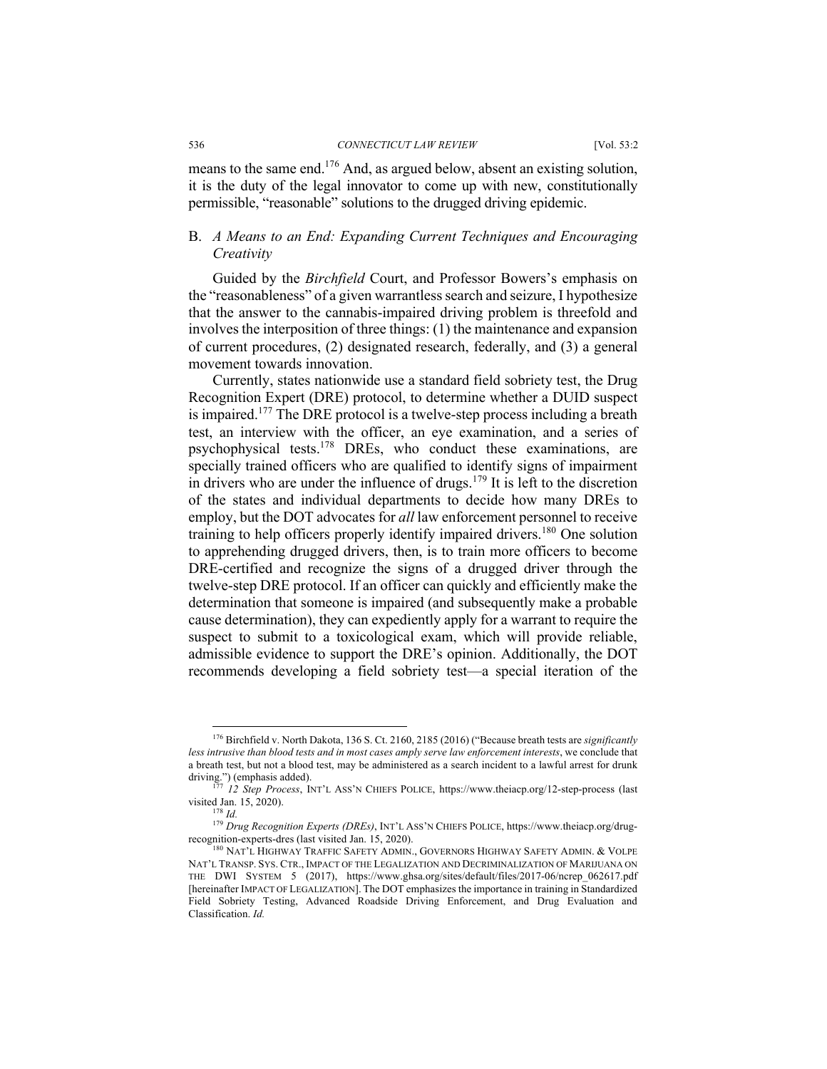means to the same end.[176] And, as argued below, absent an existing solution, it is the duty of the legal innovator to come up with new, constitutionally permissible, "reasonable" solutions to the drugged driving epidemic.

### B. *A Means to an End: Expanding Current Techniques and Encouraging Creativity*

Guided by the *Birchfield* Court, and Professor Bowers's emphasis on the "reasonableness" of a given warrantless search and seizure, I hypothesize that the answer to the cannabis-impaired driving problem is threefold and involves the interposition of three things: (1) the maintenance and expansion of current procedures, (2) designated research, federally, and (3) a general movement towards innovation.

Currently, states nationwide use a standard field sobriety test, the Drug Recognition Expert (DRE) protocol, to determine whether a DUID suspect is impaired.[177] The DRE protocol is a twelve-step process including a breath test, an interview with the officer, an eye examination, and a series of psychophysical tests.[178] DREs, who conduct these examinations, are specially trained officers who are qualified to identify signs of impairment in drivers who are under the influence of drugs.[179] It is left to the discretion of the states and individual departments to decide how many DREs to employ, but the DOT advocates for *all* law enforcement personnel to receive training to help officers properly identify impaired drivers.[180] One solution to apprehending drugged drivers, then, is to train more officers to become DRE-certified and recognize the signs of a drugged driver through the twelve-step DRE protocol. If an officer can quickly and efficiently make the determination that someone is impaired (and subsequently make a probable cause determination), they can expediently apply for a warrant to require the suspect to submit to a toxicological exam, which will provide reliable, admissible evidence to support the DRE's opinion. Additionally, the DOT recommends developing a field sobriety test—a special iteration of the

---

[176] Birchfield v. North Dakota, 136 S. Ct. 2160, 2185 (2016) ("Because breath tests are *significantly less intrusive than blood tests and in most cases amply serve law enforcement interests*, we conclude that a breath test, but not a blood test, may be administered as a search incident to a lawful arrest for drunk driving.") (emphasis added).

[177] *12 Step Process*, INT'L ASS'N CHIEFS POLICE, https://www.theiacp.org/12-step-process (last visited Jan. 15, 2020).

[178] *Id.*

[179] *Drug Recognition Experts (DREs)*, INT'L ASS'N CHIEFS POLICE, https://www.theiacp.org/drug-recognition-experts-dres (last visited Jan. 15, 2020).

[180] NAT'L HIGHWAY TRAFFIC SAFETY ADMIN., GOVERNORS HIGHWAY SAFETY ADMIN. & VOLPE NAT'L TRANSP. SYS. CTR., IMPACT OF THE LEGALIZATION AND DECRIMINALIZATION OF MARIJUANA ON THE DWI SYSTEM 5 (2017), https://www.ghsa.org/sites/default/files/2017-06/ncrep_062617.pdf [hereinafter IMPACT OF LEGALIZATION]. The DOT emphasizes the importance in training in Standardized Field Sobriety Testing, Advanced Roadside Driving Enforcement, and Drug Evaluation and Classification. *Id.*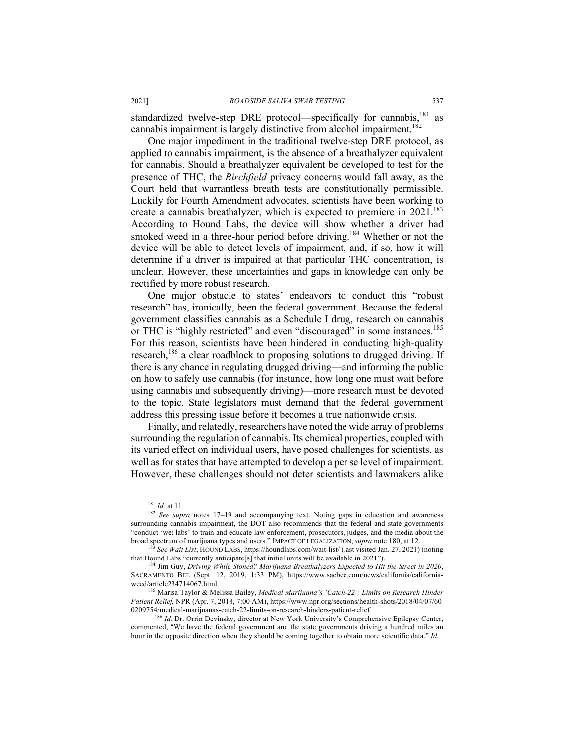standardized twelve-step DRE protocol—specifically for cannabis,[181] as cannabis impairment is largely distinctive from alcohol impairment.[182]

One major impediment in the traditional twelve-step DRE protocol, as applied to cannabis impairment, is the absence of a breathalyzer equivalent for cannabis. Should a breathalyzer equivalent be developed to test for the presence of THC, the *Birchfield* privacy concerns would fall away, as the Court held that warrantless breath tests are constitutionally permissible. Luckily for Fourth Amendment advocates, scientists have been working to create a cannabis breathalyzer, which is expected to premiere in 2021.[183] According to Hound Labs, the device will show whether a driver had smoked weed in a three-hour period before driving.[184] Whether or not the device will be able to detect levels of impairment, and, if so, how it will determine if a driver is impaired at that particular THC concentration, is unclear. However, these uncertainties and gaps in knowledge can only be rectified by more robust research.

One major obstacle to states' endeavors to conduct this "robust research" has, ironically, been the federal government. Because the federal government classifies cannabis as a Schedule I drug, research on cannabis or THC is "highly restricted" and even "discouraged" in some instances.[185] For this reason, scientists have been hindered in conducting high-quality research,[186] a clear roadblock to proposing solutions to drugged driving. If there is any chance in regulating drugged driving—and informing the public on how to safely use cannabis (for instance, how long one must wait before using cannabis and subsequently driving)—more research must be devoted to the topic. State legislators must demand that the federal government address this pressing issue before it becomes a true nationwide crisis.

Finally, and relatedly, researchers have noted the wide array of problems surrounding the regulation of cannabis. Its chemical properties, coupled with its varied effect on individual users, have posed challenges for scientists, as well as for states that have attempted to develop a per se level of impairment. However, these challenges should not deter scientists and lawmakers alike

---

[181] *Id.* at 11.

[182] *See supra* notes 17–19 and accompanying text. Noting gaps in education and awareness surrounding cannabis impairment, the DOT also recommends that the federal and state governments "conduct 'wet labs' to train and educate law enforcement, prosecutors, judges, and the media about the broad spectrum of marijuana types and users." IMPACT OF LEGALIZATION, *supra* note 180, at 12.

[183] *See Wait List*, HOUND LABS, https://houndlabs.com/wait-list/ (last visited Jan. 27, 2021) (noting that Hound Labs "currently anticipate[s] that initial units will be available in 2021").

[184] Jim Guy, *Driving While Stoned? Marijuana Breathalyzers Expected to Hit the Street in 2020*, SACRAMENTO BEE (Sept. 12, 2019, 1:33 PM), https://www.sacbee.com/news/california/california-weed/article234714067.html.

[185] Marisa Taylor & Melissa Bailey, *Medical Marijuana's 'Catch-22': Limits on Research Hinder Patient Relief*, NPR (Apr. 7, 2018, 7:00 AM), https://www.npr.org/sections/health-shots/2018/04/07/600209754/medical-marijuanas-catch-22-limits-on-research-hinders-patient-relief.

[186] *Id.* Dr. Orrin Devinsky, director at New York University's Comprehensive Epilepsy Center, commented, "We have the federal government and the state governments driving a hundred miles an hour in the opposite direction when they should be coming together to obtain more scientific data." *Id.*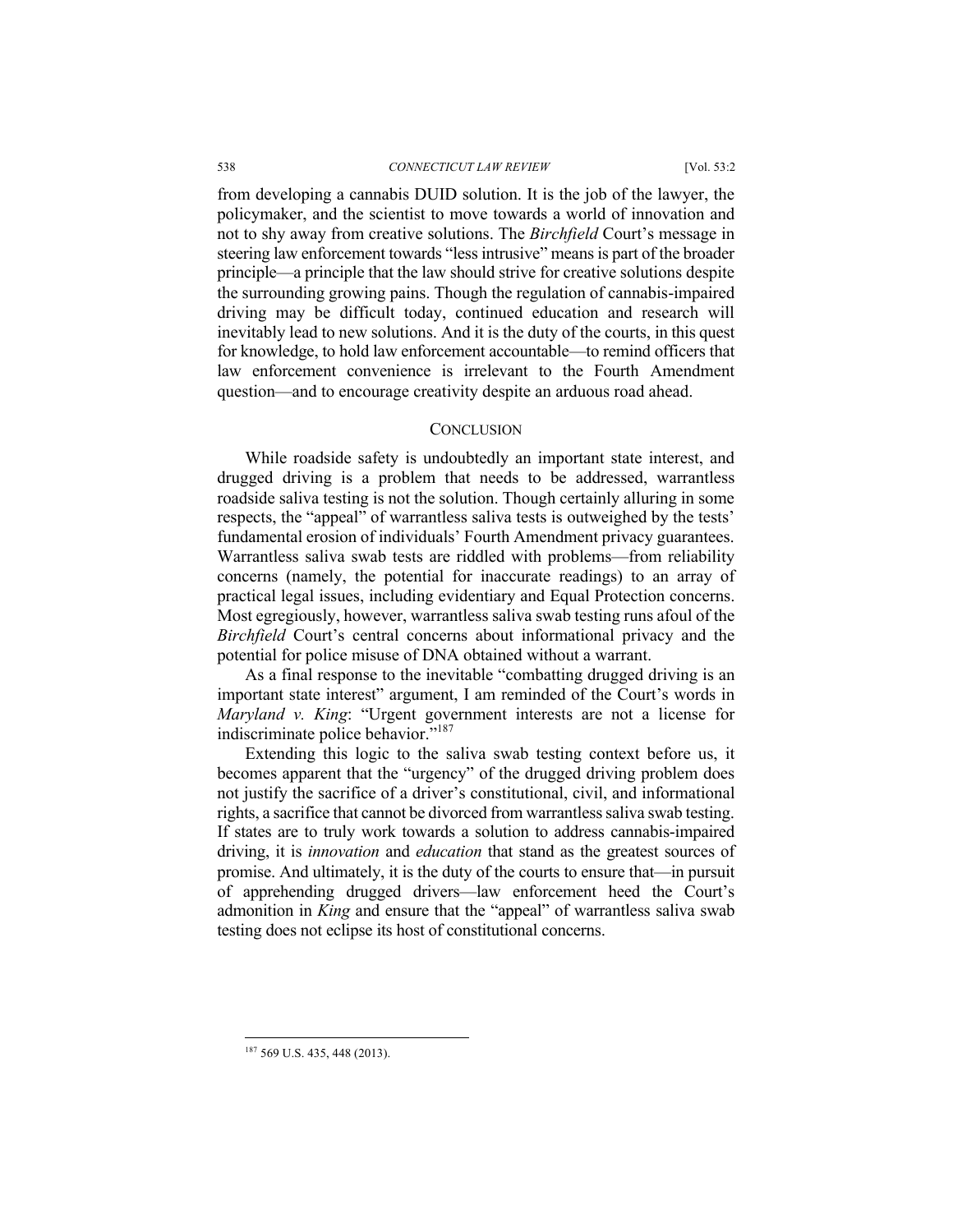from developing a cannabis DUID solution. It is the job of the lawyer, the policymaker, and the scientist to move towards a world of innovation and not to shy away from creative solutions. The *Birchfield* Court's message in steering law enforcement towards "less intrusive" means is part of the broader principle—a principle that the law should strive for creative solutions despite the surrounding growing pains. Though the regulation of cannabis-impaired driving may be difficult today, continued education and research will inevitably lead to new solutions. And it is the duty of the courts, in this quest for knowledge, to hold law enforcement accountable—to remind officers that law enforcement convenience is irrelevant to the Fourth Amendment question—and to encourage creativity despite an arduous road ahead.

## CONCLUSION

While roadside safety is undoubtedly an important state interest, and drugged driving is a problem that needs to be addressed, warrantless roadside saliva testing is not the solution. Though certainly alluring in some respects, the "appeal" of warrantless saliva tests is outweighed by the tests' fundamental erosion of individuals' Fourth Amendment privacy guarantees. Warrantless saliva swab tests are riddled with problems—from reliability concerns (namely, the potential for inaccurate readings) to an array of practical legal issues, including evidentiary and Equal Protection concerns. Most egregiously, however, warrantless saliva swab testing runs afoul of the *Birchfield* Court's central concerns about informational privacy and the potential for police misuse of DNA obtained without a warrant.

As a final response to the inevitable "combatting drugged driving is an important state interest" argument, I am reminded of the Court's words in *Maryland v. King*: "Urgent government interests are not a license for indiscriminate police behavior."[187]

Extending this logic to the saliva swab testing context before us, it becomes apparent that the "urgency" of the drugged driving problem does not justify the sacrifice of a driver's constitutional, civil, and informational rights, a sacrifice that cannot be divorced from warrantless saliva swab testing. If states are to truly work towards a solution to address cannabis-impaired driving, it is *innovation* and *education* that stand as the greatest sources of promise. And ultimately, it is the duty of the courts to ensure that—in pursuit of apprehending drugged drivers—law enforcement heed the Court's admonition in *King* and ensure that the "appeal" of warrantless saliva swab testing does not eclipse its host of constitutional concerns.

---

[187] 569 U.S. 435, 448 (2013).